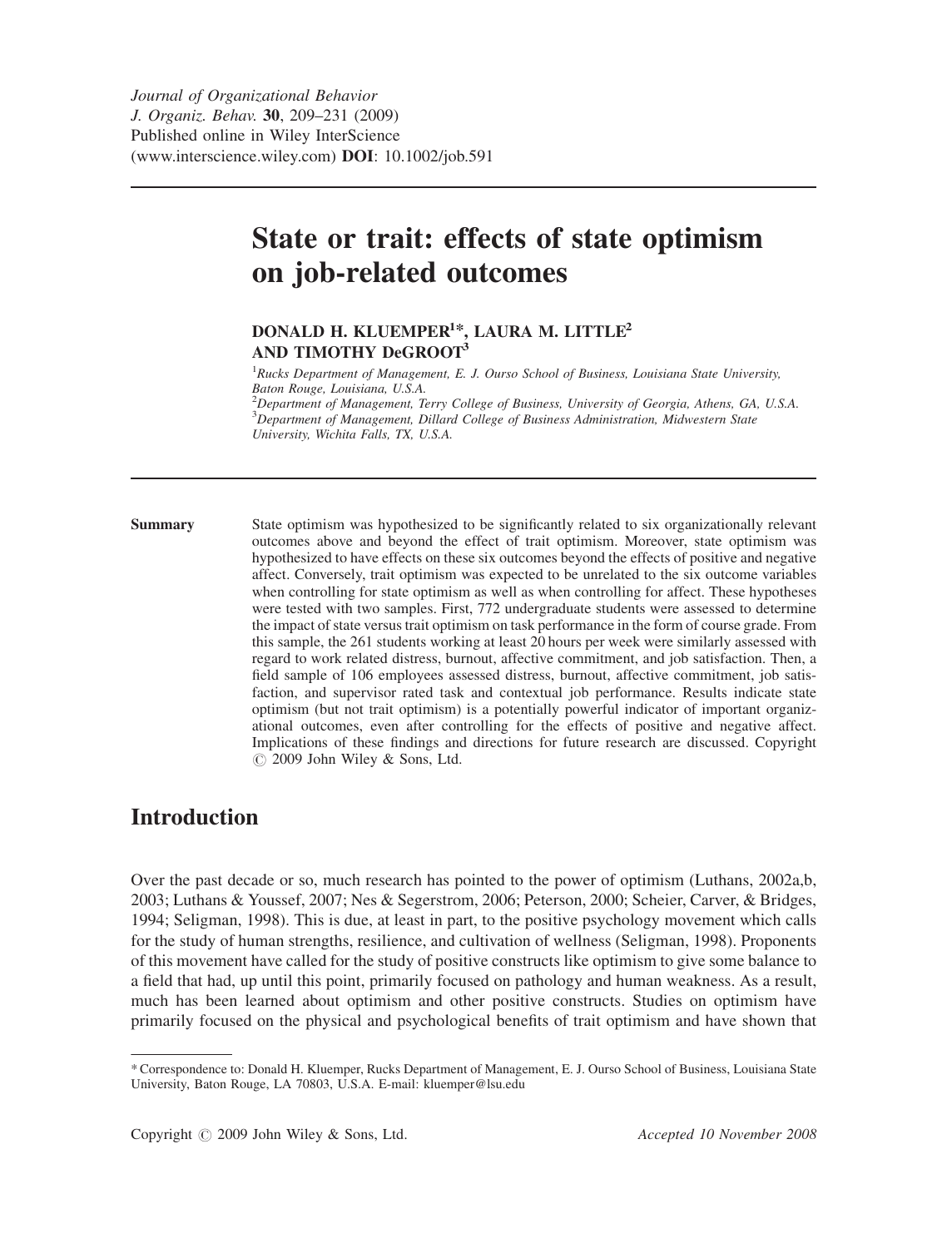# State or trait: effects of state optimism on job-related outcomes

**DONALD H. KLUEMPER[1]*, LAURA M. LITTLE[2] AND TIMOTHY DeGROOT[3]**

[1] *Rucks Department of Management, E. J. Ourso School of Business, Louisiana State University, Baton Rouge, Louisiana, U.S.A.*
[2] *Department of Management, Terry College of Business, University of Georgia, Athens, GA, U.S.A.*
[3] *Department of Management, Dillard College of Business Administration, Midwestern State University, Wichita Falls, TX, U.S.A.*

**Summary** State optimism was hypothesized to be significantly related to six organizationally relevant outcomes above and beyond the effect of trait optimism. Moreover, state optimism was hypothesized to have effects on these six outcomes beyond the effects of positive and negative affect. Conversely, trait optimism was expected to be unrelated to the six outcome variables when controlling for state optimism as well as when controlling for affect. These hypotheses were tested with two samples. First, 772 undergraduate students were assessed to determine the impact of state versus trait optimism on task performance in the form of course grade. From this sample, the 261 students working at least 20 hours per week were similarly assessed with regard to work related distress, burnout, affective commitment, and job satisfaction. Then, a field sample of 106 employees assessed distress, burnout, affective commitment, job satisfaction, and supervisor rated task and contextual job performance. Results indicate state optimism (but not trait optimism) is a potentially powerful indicator of important organizational outcomes, even after controlling for the effects of positive and negative affect. Implications of these findings and directions for future research are discussed. Copyright © 2009 John Wiley & Sons, Ltd.

## Introduction

Over the past decade or so, much research has pointed to the power of optimism (Luthans, 2002a,b, 2003; Luthans & Youssef, 2007; Nes & Segerstrom, 2006; Peterson, 2000; Scheier, Carver, & Bridges, 1994; Seligman, 1998). This is due, at least in part, to the positive psychology movement which calls for the study of human strengths, resilience, and cultivation of wellness (Seligman, 1998). Proponents of this movement have called for the study of positive constructs like optimism to give some balance to a field that had, up until this point, primarily focused on pathology and human weakness. As a result, much has been learned about optimism and other positive constructs. Studies on optimism have primarily focused on the physical and psychological benefits of trait optimism and have shown that

---

* Correspondence to: Donald H. Kluemper, Rucks Department of Management, E. J. Ourso School of Business, Louisiana State University, Baton Rouge, LA 70803, U.S.A. E-mail: kluemper@lsu.edu

Accepted 10 November 2008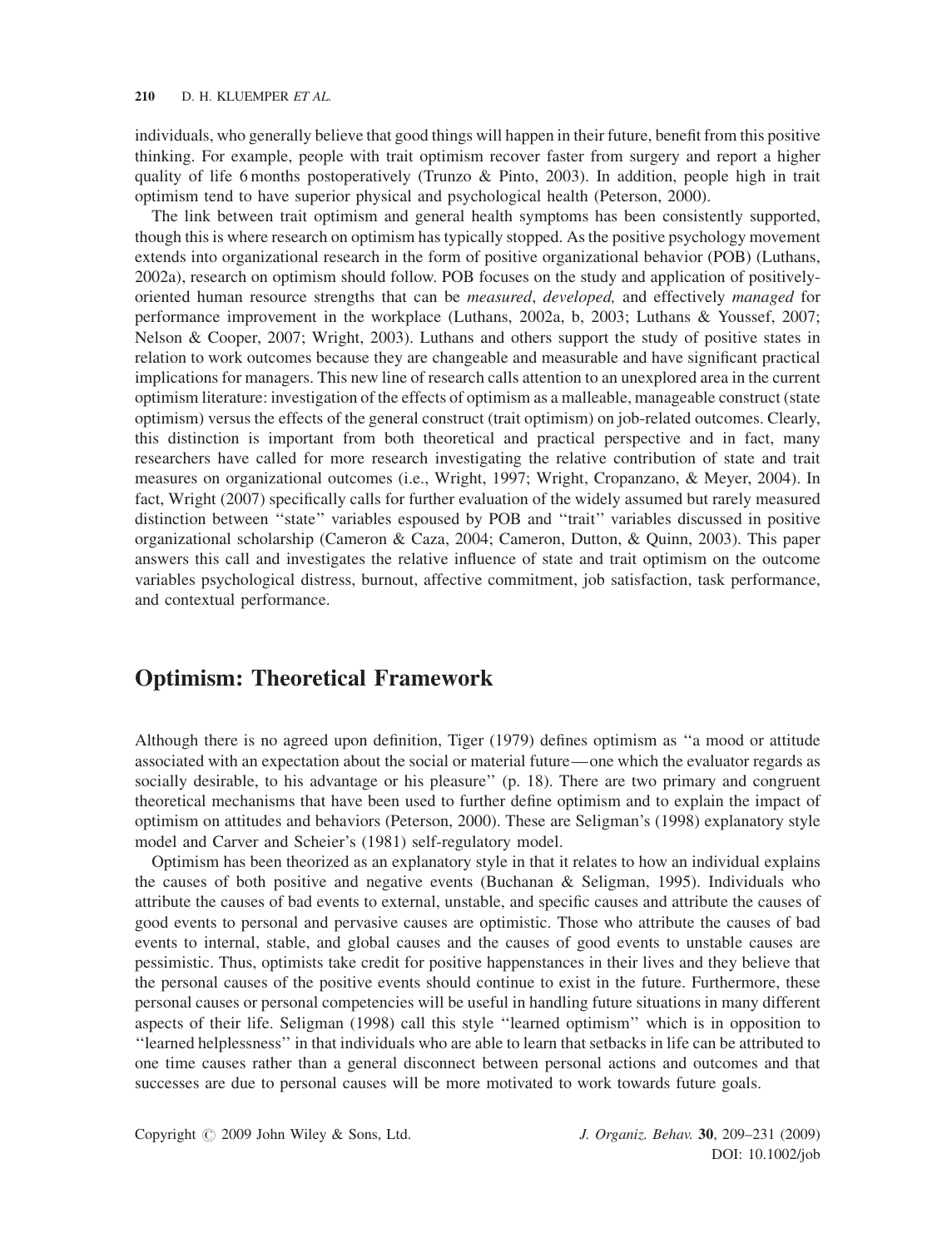individuals, who generally believe that good things will happen in their future, benefit from this positive thinking. For example, people with trait optimism recover faster from surgery and report a higher quality of life 6 months postoperatively (Trunzo & Pinto, 2003). In addition, people high in trait optimism tend to have superior physical and psychological health (Peterson, 2000).

The link between trait optimism and general health symptoms has been consistently supported, though this is where research on optimism has typically stopped. As the positive psychology movement extends into organizational research in the form of positive organizational behavior (POB) (Luthans, 2002a), research on optimism should follow. POB focuses on the study and application of positively-oriented human resource strengths that can be *measured*, *developed,* and effectively *managed* for performance improvement in the workplace (Luthans, 2002a, b, 2003; Luthans & Youssef, 2007; Nelson & Cooper, 2007; Wright, 2003). Luthans and others support the study of positive states in relation to work outcomes because they are changeable and measurable and have significant practical implications for managers. This new line of research calls attention to an unexplored area in the current optimism literature: investigation of the effects of optimism as a malleable, manageable construct (state optimism) versus the effects of the general construct (trait optimism) on job-related outcomes. Clearly, this distinction is important from both theoretical and practical perspective and in fact, many researchers have called for more research investigating the relative contribution of state and trait measures on organizational outcomes (i.e., Wright, 1997; Wright, Cropanzano, & Meyer, 2004). In fact, Wright (2007) specifically calls for further evaluation of the widely assumed but rarely measured distinction between ''state'' variables espoused by POB and ''trait'' variables discussed in positive organizational scholarship (Cameron & Caza, 2004; Cameron, Dutton, & Quinn, 2003). This paper answers this call and investigates the relative influence of state and trait optimism on the outcome variables psychological distress, burnout, affective commitment, job satisfaction, task performance, and contextual performance.

## Optimism: Theoretical Framework

Although there is no agreed upon definition, Tiger (1979) defines optimism as ''a mood or attitude associated with an expectation about the social or material future—one which the evaluator regards as socially desirable, to his advantage or his pleasure'' (p. 18). There are two primary and congruent theoretical mechanisms that have been used to further define optimism and to explain the impact of optimism on attitudes and behaviors (Peterson, 2000). These are Seligman's (1998) explanatory style model and Carver and Scheier's (1981) self-regulatory model.

Optimism has been theorized as an explanatory style in that it relates to how an individual explains the causes of both positive and negative events (Buchanan & Seligman, 1995). Individuals who attribute the causes of bad events to external, unstable, and specific causes and attribute the causes of good events to personal and pervasive causes are optimistic. Those who attribute the causes of bad events to internal, stable, and global causes and the causes of good events to unstable causes are pessimistic. Thus, optimists take credit for positive happenstances in their lives and they believe that the personal causes of the positive events should continue to exist in the future. Furthermore, these personal causes or personal competencies will be useful in handling future situations in many different aspects of their life. Seligman (1998) call this style ''learned optimism'' which is in opposition to ''learned helplessness'' in that individuals who are able to learn that setbacks in life can be attributed to one time causes rather than a general disconnect between personal actions and outcomes and that successes are due to personal causes will be more motivated to work towards future goals.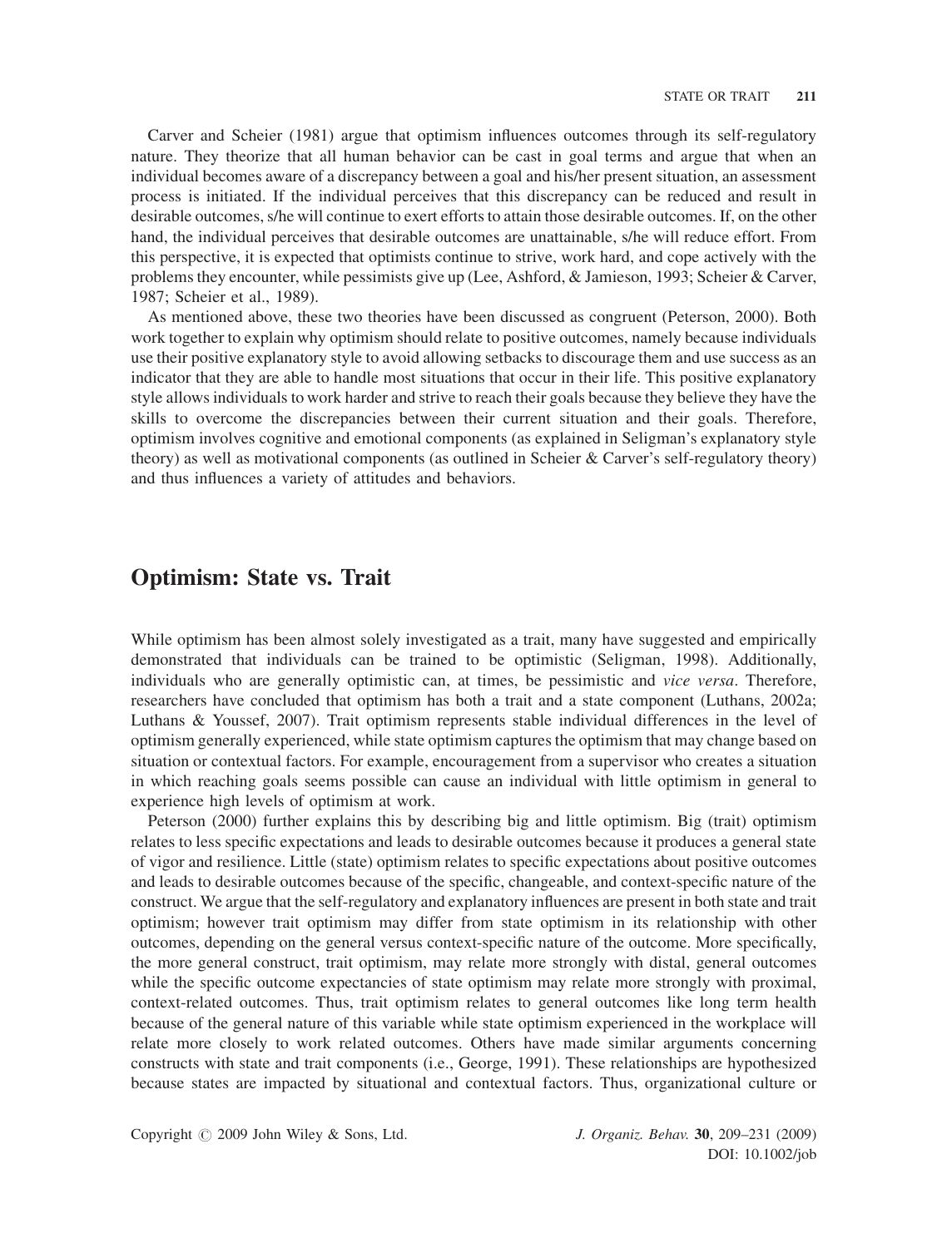Carver and Scheier (1981) argue that optimism influences outcomes through its self-regulatory nature. They theorize that all human behavior can be cast in goal terms and argue that when an individual becomes aware of a discrepancy between a goal and his/her present situation, an assessment process is initiated. If the individual perceives that this discrepancy can be reduced and result in desirable outcomes, s/he will continue to exert efforts to attain those desirable outcomes. If, on the other hand, the individual perceives that desirable outcomes are unattainable, s/he will reduce effort. From this perspective, it is expected that optimists continue to strive, work hard, and cope actively with the problems they encounter, while pessimists give up (Lee, Ashford, & Jamieson, 1993; Scheier & Carver, 1987; Scheier et al., 1989).

As mentioned above, these two theories have been discussed as congruent (Peterson, 2000). Both work together to explain why optimism should relate to positive outcomes, namely because individuals use their positive explanatory style to avoid allowing setbacks to discourage them and use success as an indicator that they are able to handle most situations that occur in their life. This positive explanatory style allows individuals to work harder and strive to reach their goals because they believe they have the skills to overcome the discrepancies between their current situation and their goals. Therefore, optimism involves cognitive and emotional components (as explained in Seligman's explanatory style theory) as well as motivational components (as outlined in Scheier & Carver's self-regulatory theory) and thus influences a variety of attitudes and behaviors.

## Optimism: State vs. Trait

While optimism has been almost solely investigated as a trait, many have suggested and empirically demonstrated that individuals can be trained to be optimistic (Seligman, 1998). Additionally, individuals who are generally optimistic can, at times, be pessimistic and *vice versa*. Therefore, researchers have concluded that optimism has both a trait and a state component (Luthans, 2002a; Luthans & Youssef, 2007). Trait optimism represents stable individual differences in the level of optimism generally experienced, while state optimism captures the optimism that may change based on situation or contextual factors. For example, encouragement from a supervisor who creates a situation in which reaching goals seems possible can cause an individual with little optimism in general to experience high levels of optimism at work.

Peterson (2000) further explains this by describing big and little optimism. Big (trait) optimism relates to less specific expectations and leads to desirable outcomes because it produces a general state of vigor and resilience. Little (state) optimism relates to specific expectations about positive outcomes and leads to desirable outcomes because of the specific, changeable, and context-specific nature of the construct. We argue that the self-regulatory and explanatory influences are present in both state and trait optimism; however trait optimism may differ from state optimism in its relationship with other outcomes, depending on the general versus context-specific nature of the outcome. More specifically, the more general construct, trait optimism, may relate more strongly with distal, general outcomes while the specific outcome expectancies of state optimism may relate more strongly with proximal, context-related outcomes. Thus, trait optimism relates to general outcomes like long term health because of the general nature of this variable while state optimism experienced in the workplace will relate more closely to work related outcomes. Others have made similar arguments concerning constructs with state and trait components (i.e., George, 1991). These relationships are hypothesized because states are impacted by situational and contextual factors. Thus, organizational culture or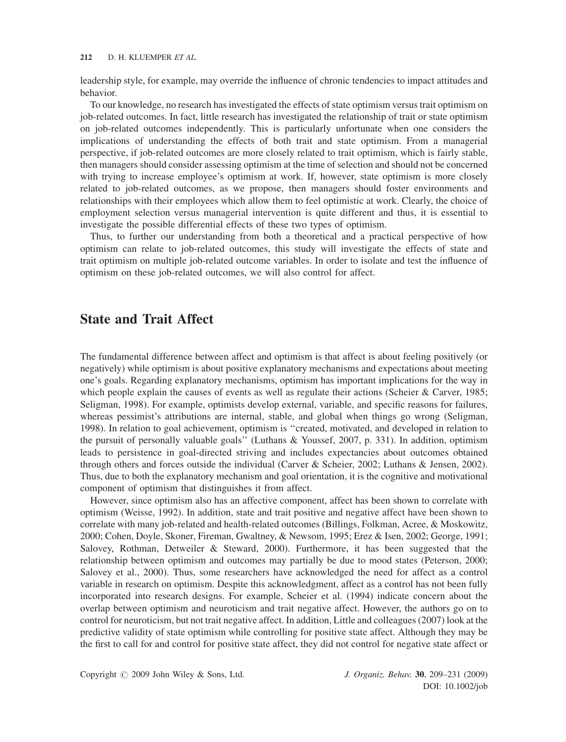leadership style, for example, may override the influence of chronic tendencies to impact attitudes and behavior.

To our knowledge, no research has investigated the effects of state optimism versus trait optimism on job-related outcomes. In fact, little research has investigated the relationship of trait or state optimism on job-related outcomes independently. This is particularly unfortunate when one considers the implications of understanding the effects of both trait and state optimism. From a managerial perspective, if job-related outcomes are more closely related to trait optimism, which is fairly stable, then managers should consider assessing optimism at the time of selection and should not be concerned with trying to increase employee's optimism at work. If, however, state optimism is more closely related to job-related outcomes, as we propose, then managers should foster environments and relationships with their employees which allow them to feel optimistic at work. Clearly, the choice of employment selection versus managerial intervention is quite different and thus, it is essential to investigate the possible differential effects of these two types of optimism.

Thus, to further our understanding from both a theoretical and a practical perspective of how optimism can relate to job-related outcomes, this study will investigate the effects of state and trait optimism on multiple job-related outcome variables. In order to isolate and test the influence of optimism on these job-related outcomes, we will also control for affect.

## State and Trait Affect

The fundamental difference between affect and optimism is that affect is about feeling positively (or negatively) while optimism is about positive explanatory mechanisms and expectations about meeting one's goals. Regarding explanatory mechanisms, optimism has important implications for the way in which people explain the causes of events as well as regulate their actions (Scheier & Carver, 1985; Seligman, 1998). For example, optimists develop external, variable, and specific reasons for failures, whereas pessimist's attributions are internal, stable, and global when things go wrong (Seligman, 1998). In relation to goal achievement, optimism is ''created, motivated, and developed in relation to the pursuit of personally valuable goals'' (Luthans & Youssef, 2007, p. 331). In addition, optimism leads to persistence in goal-directed striving and includes expectancies about outcomes obtained through others and forces outside the individual (Carver & Scheier, 2002; Luthans & Jensen, 2002). Thus, due to both the explanatory mechanism and goal orientation, it is the cognitive and motivational component of optimism that distinguishes it from affect.

However, since optimism also has an affective component, affect has been shown to correlate with optimism (Weisse, 1992). In addition, state and trait positive and negative affect have been shown to correlate with many job-related and health-related outcomes (Billings, Folkman, Acree, & Moskowitz, 2000; Cohen, Doyle, Skoner, Fireman, Gwaltney, & Newsom, 1995; Erez & Isen, 2002; George, 1991; Salovey, Rothman, Detweiler & Steward, 2000). Furthermore, it has been suggested that the relationship between optimism and outcomes may partially be due to mood states (Peterson, 2000; Salovey et al., 2000). Thus, some researchers have acknowledged the need for affect as a control variable in research on optimism. Despite this acknowledgment, affect as a control has not been fully incorporated into research designs. For example, Scheier et al. (1994) indicate concern about the overlap between optimism and neuroticism and trait negative affect. However, the authors go on to control for neuroticism, but not trait negative affect. In addition, Little and colleagues (2007) look at the predictive validity of state optimism while controlling for positive state affect. Although they may be the first to call for and control for positive state affect, they did not control for negative state affect or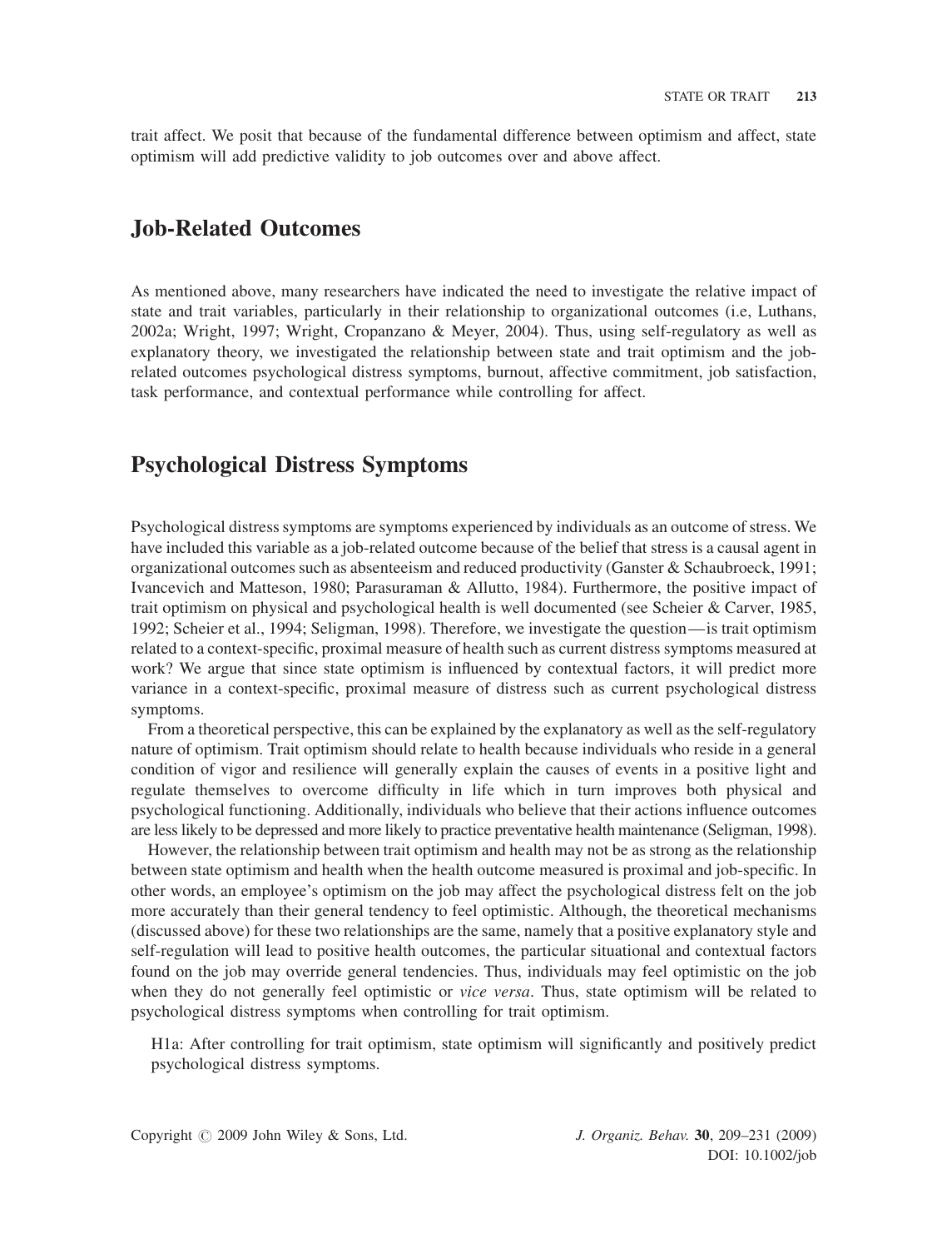trait affect. We posit that because of the fundamental difference between optimism and affect, state optimism will add predictive validity to job outcomes over and above affect.

## Job-Related Outcomes

As mentioned above, many researchers have indicated the need to investigate the relative impact of state and trait variables, particularly in their relationship to organizational outcomes (i.e, Luthans, 2002a; Wright, 1997; Wright, Cropanzano & Meyer, 2004). Thus, using self-regulatory as well as explanatory theory, we investigated the relationship between state and trait optimism and the job-related outcomes psychological distress symptoms, burnout, affective commitment, job satisfaction, task performance, and contextual performance while controlling for affect.

## Psychological Distress Symptoms

Psychological distress symptoms are symptoms experienced by individuals as an outcome of stress. We have included this variable as a job-related outcome because of the belief that stress is a causal agent in organizational outcomes such as absenteeism and reduced productivity (Ganster & Schaubroeck, 1991; Ivancevich and Matteson, 1980; Parasuraman & Allutto, 1984). Furthermore, the positive impact of trait optimism on physical and psychological health is well documented (see Scheier & Carver, 1985, 1992; Scheier et al., 1994; Seligman, 1998). Therefore, we investigate the question—is trait optimism related to a context-specific, proximal measure of health such as current distress symptoms measured at work? We argue that since state optimism is influenced by contextual factors, it will predict more variance in a context-specific, proximal measure of distress such as current psychological distress symptoms.

From a theoretical perspective, this can be explained by the explanatory as well as the self-regulatory nature of optimism. Trait optimism should relate to health because individuals who reside in a general condition of vigor and resilience will generally explain the causes of events in a positive light and regulate themselves to overcome difficulty in life which in turn improves both physical and psychological functioning. Additionally, individuals who believe that their actions influence outcomes are less likely to be depressed and more likely to practice preventative health maintenance (Seligman, 1998).

However, the relationship between trait optimism and health may not be as strong as the relationship between state optimism and health when the health outcome measured is proximal and job-specific. In other words, an employee's optimism on the job may affect the psychological distress felt on the job more accurately than their general tendency to feel optimistic. Although, the theoretical mechanisms (discussed above) for these two relationships are the same, namely that a positive explanatory style and self-regulation will lead to positive health outcomes, the particular situational and contextual factors found on the job may override general tendencies. Thus, individuals may feel optimistic on the job when they do not generally feel optimistic or *vice versa*. Thus, state optimism will be related to psychological distress symptoms when controlling for trait optimism.

> H1a: After controlling for trait optimism, state optimism will significantly and positively predict psychological distress symptoms.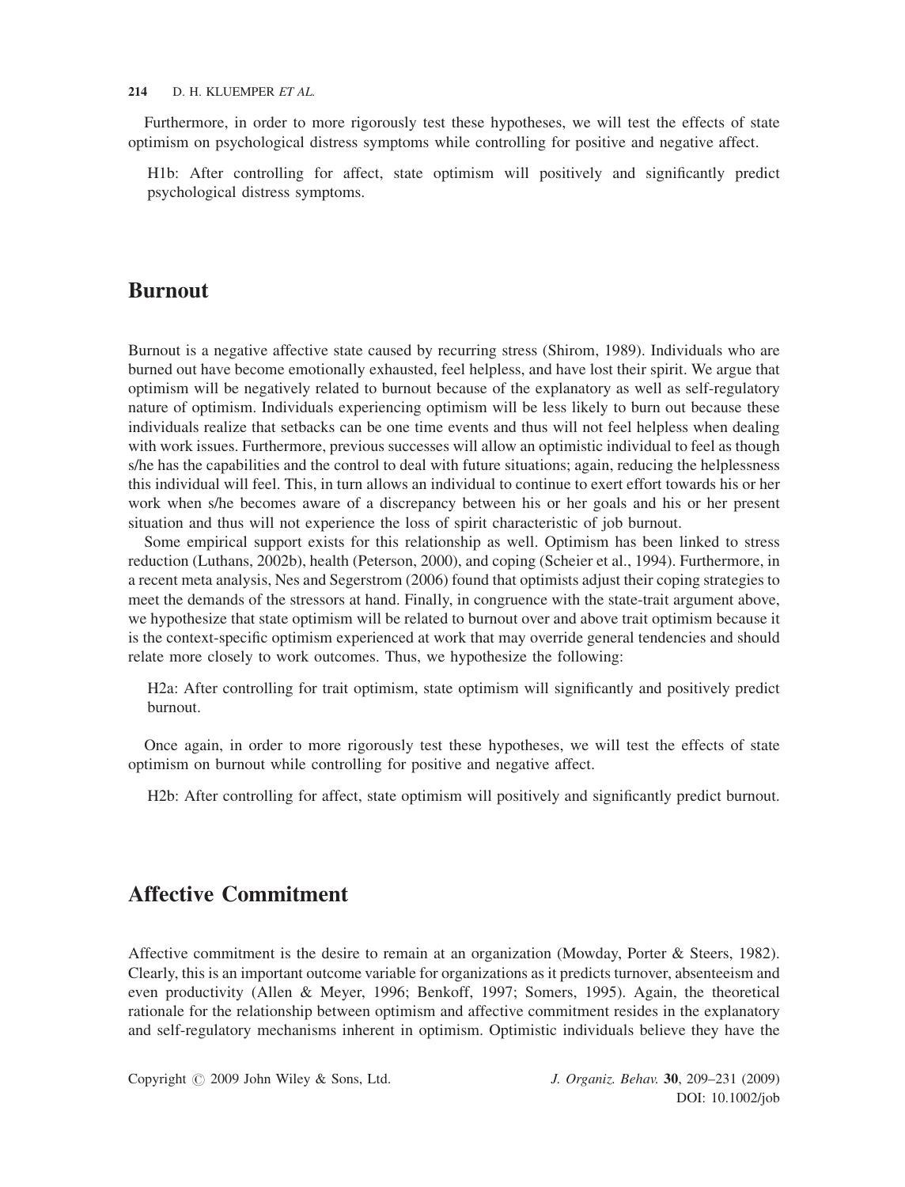Furthermore, in order to more rigorously test these hypotheses, we will test the effects of state optimism on psychological distress symptoms while controlling for positive and negative affect.

> H1b: After controlling for affect, state optimism will positively and significantly predict psychological distress symptoms.

## Burnout

Burnout is a negative affective state caused by recurring stress (Shirom, 1989). Individuals who are burned out have become emotionally exhausted, feel helpless, and have lost their spirit. We argue that optimism will be negatively related to burnout because of the explanatory as well as self-regulatory nature of optimism. Individuals experiencing optimism will be less likely to burn out because these individuals realize that setbacks can be one time events and thus will not feel helpless when dealing with work issues. Furthermore, previous successes will allow an optimistic individual to feel as though s/he has the capabilities and the control to deal with future situations; again, reducing the helplessness this individual will feel. This, in turn allows an individual to continue to exert effort towards his or her work when s/he becomes aware of a discrepancy between his or her goals and his or her present situation and thus will not experience the loss of spirit characteristic of job burnout.

Some empirical support exists for this relationship as well. Optimism has been linked to stress reduction (Luthans, 2002b), health (Peterson, 2000), and coping (Scheier et al., 1994). Furthermore, in a recent meta analysis, Nes and Segerstrom (2006) found that optimists adjust their coping strategies to meet the demands of the stressors at hand. Finally, in congruence with the state-trait argument above, we hypothesize that state optimism will be related to burnout over and above trait optimism because it is the context-specific optimism experienced at work that may override general tendencies and should relate more closely to work outcomes. Thus, we hypothesize the following:

> H2a: After controlling for trait optimism, state optimism will significantly and positively predict burnout.

Once again, in order to more rigorously test these hypotheses, we will test the effects of state optimism on burnout while controlling for positive and negative affect.

> H2b: After controlling for affect, state optimism will positively and significantly predict burnout.

## Affective Commitment

Affective commitment is the desire to remain at an organization (Mowday, Porter & Steers, 1982). Clearly, this is an important outcome variable for organizations as it predicts turnover, absenteeism and even productivity (Allen & Meyer, 1996; Benkoff, 1997; Somers, 1995). Again, the theoretical rationale for the relationship between optimism and affective commitment resides in the explanatory and self-regulatory mechanisms inherent in optimism. Optimistic individuals believe they have the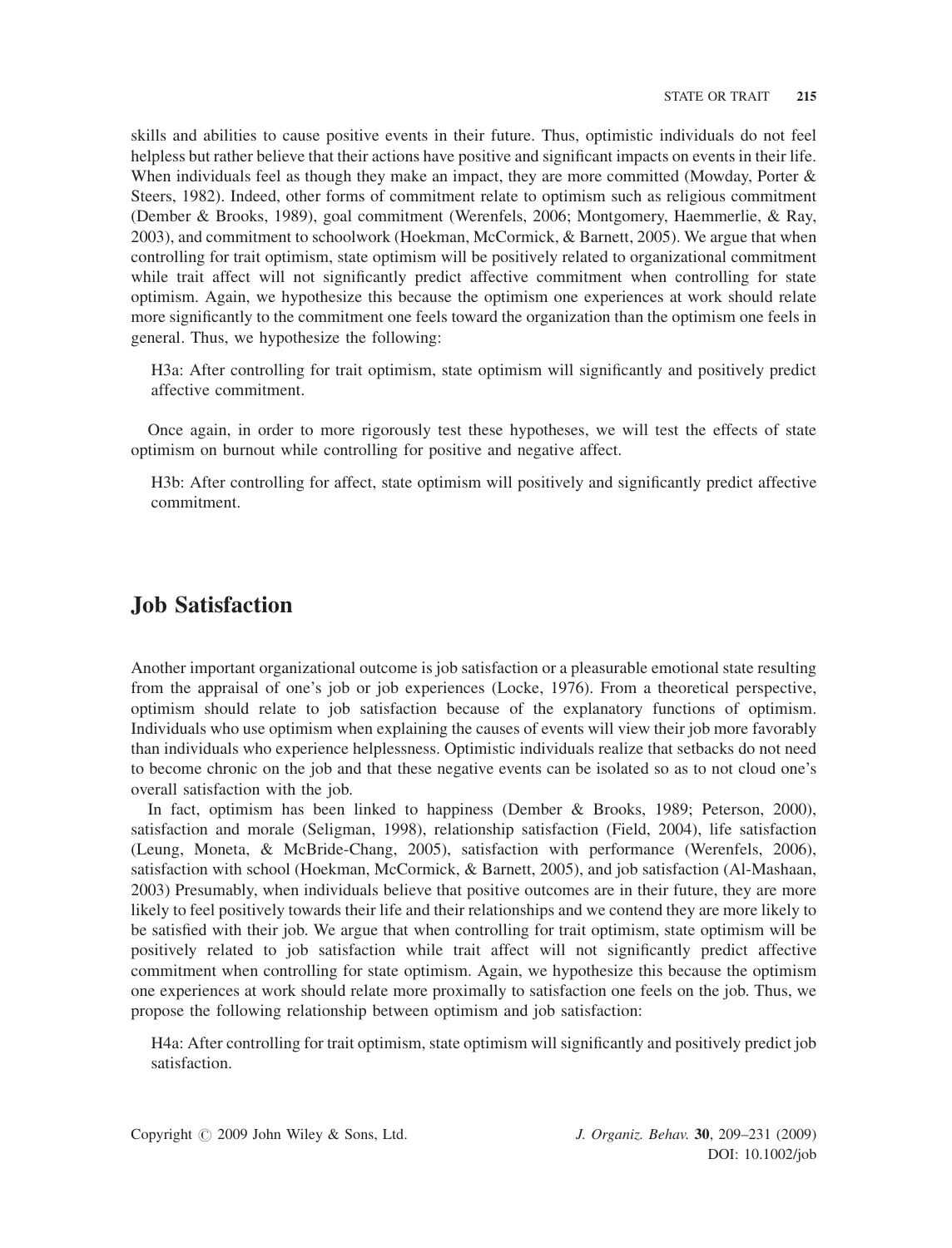skills and abilities to cause positive events in their future. Thus, optimistic individuals do not feel helpless but rather believe that their actions have positive and significant impacts on events in their life. When individuals feel as though they make an impact, they are more committed (Mowday, Porter & Steers, 1982). Indeed, other forms of commitment relate to optimism such as religious commitment (Dember & Brooks, 1989), goal commitment (Werenfels, 2006; Montgomery, Haemmerlie, & Ray, 2003), and commitment to schoolwork (Hoekman, McCormick, & Barnett, 2005). We argue that when controlling for trait optimism, state optimism will be positively related to organizational commitment while trait affect will not significantly predict affective commitment when controlling for state optimism. Again, we hypothesize this because the optimism one experiences at work should relate more significantly to the commitment one feels toward the organization than the optimism one feels in general. Thus, we hypothesize the following:

> H3a: After controlling for trait optimism, state optimism will significantly and positively predict affective commitment.

Once again, in order to more rigorously test these hypotheses, we will test the effects of state optimism on burnout while controlling for positive and negative affect.

> H3b: After controlling for affect, state optimism will positively and significantly predict affective commitment.

## Job Satisfaction

Another important organizational outcome is job satisfaction or a pleasurable emotional state resulting from the appraisal of one's job or job experiences (Locke, 1976). From a theoretical perspective, optimism should relate to job satisfaction because of the explanatory functions of optimism. Individuals who use optimism when explaining the causes of events will view their job more favorably than individuals who experience helplessness. Optimistic individuals realize that setbacks do not need to become chronic on the job and that these negative events can be isolated so as to not cloud one's overall satisfaction with the job.

In fact, optimism has been linked to happiness (Dember & Brooks, 1989; Peterson, 2000), satisfaction and morale (Seligman, 1998), relationship satisfaction (Field, 2004), life satisfaction (Leung, Moneta, & McBride-Chang, 2005), satisfaction with performance (Werenfels, 2006), satisfaction with school (Hoekman, McCormick, & Barnett, 2005), and job satisfaction (Al-Mashaan, 2003) Presumably, when individuals believe that positive outcomes are in their future, they are more likely to feel positively towards their life and their relationships and we contend they are more likely to be satisfied with their job. We argue that when controlling for trait optimism, state optimism will be positively related to job satisfaction while trait affect will not significantly predict affective commitment when controlling for state optimism. Again, we hypothesize this because the optimism one experiences at work should relate more proximally to satisfaction one feels on the job. Thus, we propose the following relationship between optimism and job satisfaction:

> H4a: After controlling for trait optimism, state optimism will significantly and positively predict job satisfaction.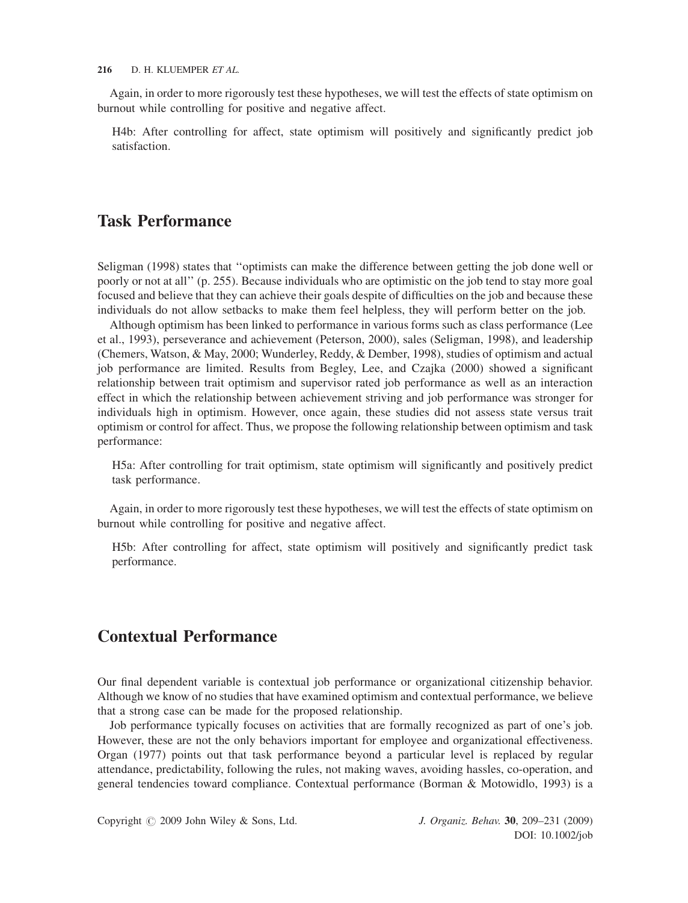Again, in order to more rigorously test these hypotheses, we will test the effects of state optimism on burnout while controlling for positive and negative affect.

> H4b: After controlling for affect, state optimism will positively and significantly predict job satisfaction.

## Task Performance

Seligman (1998) states that ''optimists can make the difference between getting the job done well or poorly or not at all'' (p. 255). Because individuals who are optimistic on the job tend to stay more goal focused and believe that they can achieve their goals despite of difficulties on the job and because these individuals do not allow setbacks to make them feel helpless, they will perform better on the job.

Although optimism has been linked to performance in various forms such as class performance (Lee et al., 1993), perseverance and achievement (Peterson, 2000), sales (Seligman, 1998), and leadership (Chemers, Watson, & May, 2000; Wunderley, Reddy, & Dember, 1998), studies of optimism and actual job performance are limited. Results from Begley, Lee, and Czajka (2000) showed a significant relationship between trait optimism and supervisor rated job performance as well as an interaction effect in which the relationship between achievement striving and job performance was stronger for individuals high in optimism. However, once again, these studies did not assess state versus trait optimism or control for affect. Thus, we propose the following relationship between optimism and task performance:

> H5a: After controlling for trait optimism, state optimism will significantly and positively predict task performance.

Again, in order to more rigorously test these hypotheses, we will test the effects of state optimism on burnout while controlling for positive and negative affect.

> H5b: After controlling for affect, state optimism will positively and significantly predict task performance.

## Contextual Performance

Our final dependent variable is contextual job performance or organizational citizenship behavior. Although we know of no studies that have examined optimism and contextual performance, we believe that a strong case can be made for the proposed relationship.

Job performance typically focuses on activities that are formally recognized as part of one's job. However, these are not the only behaviors important for employee and organizational effectiveness. Organ (1977) points out that task performance beyond a particular level is replaced by regular attendance, predictability, following the rules, not making waves, avoiding hassles, co-operation, and general tendencies toward compliance. Contextual performance (Borman & Motowidlo, 1993) is a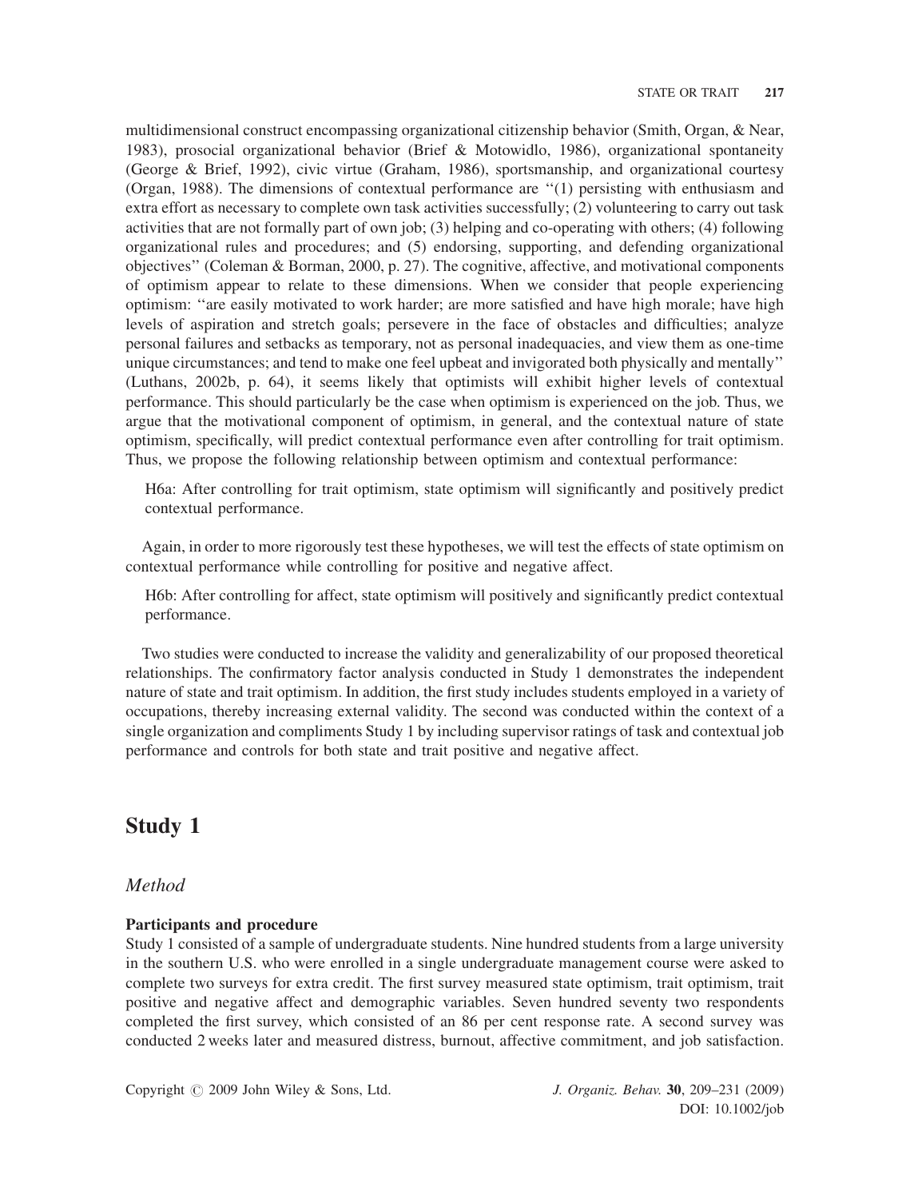multidimensional construct encompassing organizational citizenship behavior (Smith, Organ, & Near, 1983), prosocial organizational behavior (Brief & Motowidlo, 1986), organizational spontaneity (George & Brief, 1992), civic virtue (Graham, 1986), sportsmanship, and organizational courtesy (Organ, 1988). The dimensions of contextual performance are ''(1) persisting with enthusiasm and extra effort as necessary to complete own task activities successfully; (2) volunteering to carry out task activities that are not formally part of own job; (3) helping and co-operating with others; (4) following organizational rules and procedures; and (5) endorsing, supporting, and defending organizational objectives'' (Coleman & Borman, 2000, p. 27). The cognitive, affective, and motivational components of optimism appear to relate to these dimensions. When we consider that people experiencing optimism: ''are easily motivated to work harder; are more satisfied and have high morale; have high levels of aspiration and stretch goals; persevere in the face of obstacles and difficulties; analyze personal failures and setbacks as temporary, not as personal inadequacies, and view them as one-time unique circumstances; and tend to make one feel upbeat and invigorated both physically and mentally'' (Luthans, 2002b, p. 64), it seems likely that optimists will exhibit higher levels of contextual performance. This should particularly be the case when optimism is experienced on the job. Thus, we argue that the motivational component of optimism, in general, and the contextual nature of state optimism, specifically, will predict contextual performance even after controlling for trait optimism. Thus, we propose the following relationship between optimism and contextual performance:

> H6a: After controlling for trait optimism, state optimism will significantly and positively predict contextual performance.

Again, in order to more rigorously test these hypotheses, we will test the effects of state optimism on contextual performance while controlling for positive and negative affect.

> H6b: After controlling for affect, state optimism will positively and significantly predict contextual performance.

Two studies were conducted to increase the validity and generalizability of our proposed theoretical relationships. The confirmatory factor analysis conducted in Study 1 demonstrates the independent nature of state and trait optimism. In addition, the first study includes students employed in a variety of occupations, thereby increasing external validity. The second was conducted within the context of a single organization and compliments Study 1 by including supervisor ratings of task and contextual job performance and controls for both state and trait positive and negative affect.

# Study 1

## *Method*

### Participants and procedure

Study 1 consisted of a sample of undergraduate students. Nine hundred students from a large university in the southern U.S. who were enrolled in a single undergraduate management course were asked to complete two surveys for extra credit. The first survey measured state optimism, trait optimism, trait positive and negative affect and demographic variables. Seven hundred seventy two respondents completed the first survey, which consisted of an 86 per cent response rate. A second survey was conducted 2 weeks later and measured distress, burnout, affective commitment, and job satisfaction.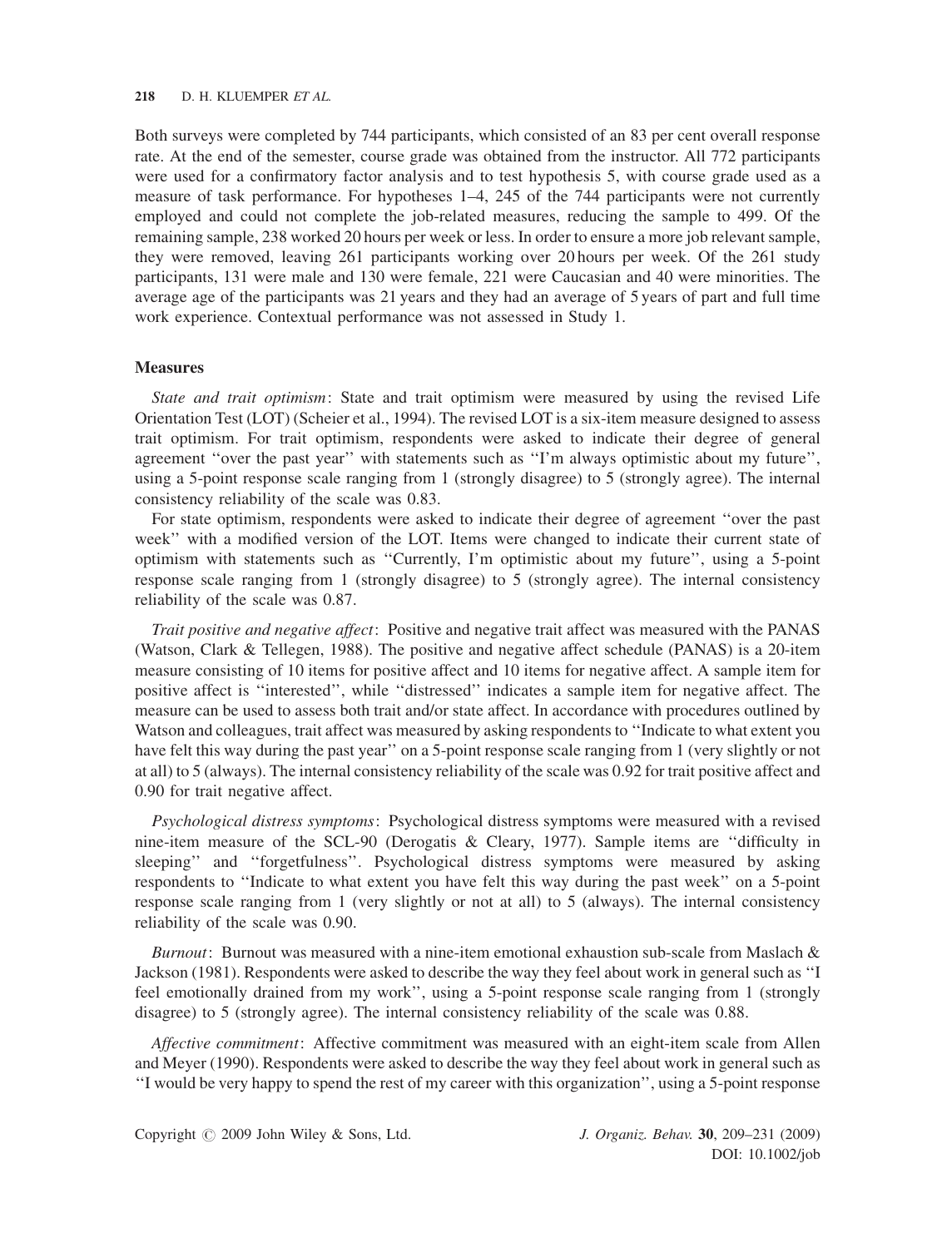Both surveys were completed by 744 participants, which consisted of an 83 per cent overall response rate. At the end of the semester, course grade was obtained from the instructor. All 772 participants were used for a confirmatory factor analysis and to test hypothesis 5, with course grade used as a measure of task performance. For hypotheses 1–4, 245 of the 744 participants were not currently employed and could not complete the job-related measures, reducing the sample to 499. Of the remaining sample, 238 worked 20 hours per week or less. In order to ensure a more job relevant sample, they were removed, leaving 261 participants working over 20 hours per week. Of the 261 study participants, 131 were male and 130 were female, 221 were Caucasian and 40 were minorities. The average age of the participants was 21 years and they had an average of 5 years of part and full time work experience. Contextual performance was not assessed in Study 1.

### Measures

*State and trait optimism*: State and trait optimism were measured by using the revised Life Orientation Test (LOT) (Scheier et al., 1994). The revised LOT is a six-item measure designed to assess trait optimism. For trait optimism, respondents were asked to indicate their degree of general agreement ''over the past year'' with statements such as ''I'm always optimistic about my future'', using a 5-point response scale ranging from 1 (strongly disagree) to 5 (strongly agree). The internal consistency reliability of the scale was 0.83.

For state optimism, respondents were asked to indicate their degree of agreement ''over the past week'' with a modified version of the LOT. Items were changed to indicate their current state of optimism with statements such as ''Currently, I'm optimistic about my future'', using a 5-point response scale ranging from 1 (strongly disagree) to 5 (strongly agree). The internal consistency reliability of the scale was 0.87.

*Trait positive and negative affect*: Positive and negative trait affect was measured with the PANAS (Watson, Clark & Tellegen, 1988). The positive and negative affect schedule (PANAS) is a 20-item measure consisting of 10 items for positive affect and 10 items for negative affect. A sample item for positive affect is ''interested'', while ''distressed'' indicates a sample item for negative affect. The measure can be used to assess both trait and/or state affect. In accordance with procedures outlined by Watson and colleagues, trait affect was measured by asking respondents to ''Indicate to what extent you have felt this way during the past year'' on a 5-point response scale ranging from 1 (very slightly or not at all) to 5 (always). The internal consistency reliability of the scale was 0.92 for trait positive affect and 0.90 for trait negative affect.

*Psychological distress symptoms*: Psychological distress symptoms were measured with a revised nine-item measure of the SCL-90 (Derogatis & Cleary, 1977). Sample items are ''difficulty in sleeping'' and ''forgetfulness''. Psychological distress symptoms were measured by asking respondents to ''Indicate to what extent you have felt this way during the past week'' on a 5-point response scale ranging from 1 (very slightly or not at all) to 5 (always). The internal consistency reliability of the scale was 0.90.

*Burnout*: Burnout was measured with a nine-item emotional exhaustion sub-scale from Maslach & Jackson (1981). Respondents were asked to describe the way they feel about work in general such as ''I feel emotionally drained from my work'', using a 5-point response scale ranging from 1 (strongly disagree) to 5 (strongly agree). The internal consistency reliability of the scale was 0.88.

*Affective commitment*: Affective commitment was measured with an eight-item scale from Allen and Meyer (1990). Respondents were asked to describe the way they feel about work in general such as ''I would be very happy to spend the rest of my career with this organization'', using a 5-point response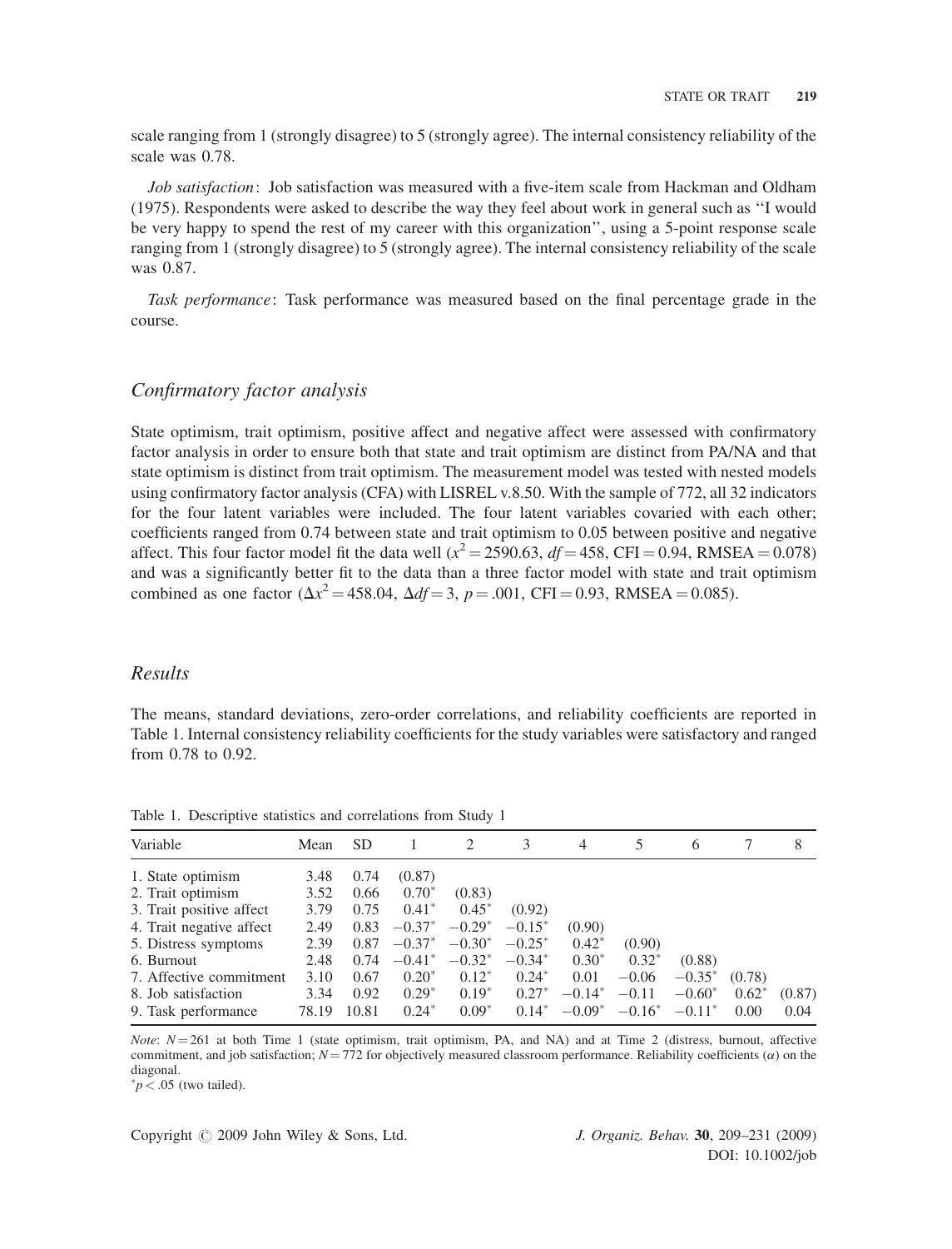scale ranging from 1 (strongly disagree) to 5 (strongly agree). The internal consistency reliability of the scale was 0.78.

*Job satisfaction*: Job satisfaction was measured with a five-item scale from Hackman and Oldham (1975). Respondents were asked to describe the way they feel about work in general such as ''I would be very happy to spend the rest of my career with this organization'', using a 5-point response scale ranging from 1 (strongly disagree) to 5 (strongly agree). The internal consistency reliability of the scale was 0.87.

*Task performance*: Task performance was measured based on the final percentage grade in the course.

## Confirmatory factor analysis

State optimism, trait optimism, positive affect and negative affect were assessed with confirmatory factor analysis in order to ensure both that state and trait optimism are distinct from PA/NA and that state optimism is distinct from trait optimism. The measurement model was tested with nested models using confirmatory factor analysis (CFA) with LISREL v.8.50. With the sample of 772, all 32 indicators for the four latent variables were included. The four latent variables covaried with each other; coefficients ranged from 0.74 between state and trait optimism to 0.05 between positive and negative affect. This four factor model fit the data well ($x^2 = 2590.63$, $df = 458$, CFI = 0.94, RMSEA = 0.078) and was a significantly better fit to the data than a three factor model with state and trait optimism combined as one factor ($\Delta x^2 = 458.04$, $\Delta df = 3$, $p = .001$, CFI = 0.93, RMSEA = 0.085).

## Results

The means, standard deviations, zero-order correlations, and reliability coefficients are reported in Table 1. Internal consistency reliability coefficients for the study variables were satisfactory and ranged from 0.78 to 0.92.

Table 1. Descriptive statistics and correlations from Study 1

| Variable | Mean | SD | 1 | 2 | 3 | 4 | 5 | 6 | 7 | 8 |
|---|---|---|---|---|---|---|---|---|---|---|
| 1. State optimism | 3.48 | 0.74 | (0.87) | | | | | | | |
| 2. Trait optimism | 3.52 | 0.66 | 0.70* | (0.83) | | | | | | |
| 3. Trait positive affect | 3.79 | 0.75 | 0.41* | 0.45* | (0.92) | | | | | |
| 4. Trait negative affect | 2.49 | 0.83 | −0.37* | −0.29* | −0.15* | (0.90) | | | | |
| 5. Distress symptoms | 2.39 | 0.87 | −0.37* | −0.30* | −0.25* | 0.42* | (0.90) | | | |
| 6. Burnout | 2.48 | 0.74 | −0.41* | −0.32* | −0.34* | 0.30* | 0.32* | (0.88) | | |
| 7. Affective commitment | 3.10 | 0.67 | 0.20* | 0.12* | 0.24* | 0.01 | −0.06 | −0.35* | (0.78) | |
| 8. Job satisfaction | 3.34 | 0.92 | 0.29* | 0.19* | 0.27* | −0.14* | −0.11 | −0.60* | 0.62* | (0.87) |
| 9. Task performance | 78.19 | 10.81 | 0.24* | 0.09* | 0.14* | −0.09* | −0.16* | −0.11* | 0.00 | 0.04 |

*Note*: $N = 261$ at both Time 1 (state optimism, trait optimism, PA, and NA) and at Time 2 (distress, burnout, affective commitment, and job satisfaction; $N = 772$ for objectively measured classroom performance. Reliability coefficients ($\alpha$) on the diagonal.
*$p < .05$ (two tailed).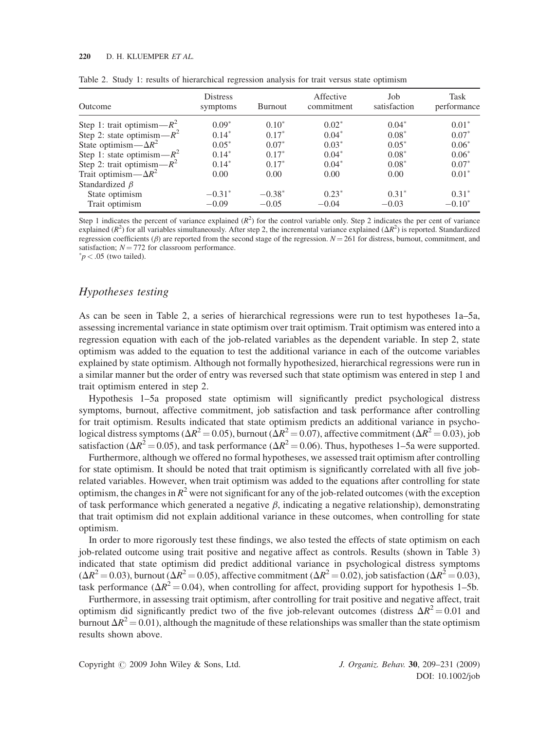Table 2. Study 1: results of hierarchical regression analysis for trait versus state optimism

| Outcome | Distress symptoms | Burnout | Affective commitment | Job satisfaction | Task performance |
|---|---|---|---|---|---|
| Step 1: trait optimism—$R^2$ | 0.09* | 0.10* | 0.02* | 0.04* | 0.01* |
| Step 2: state optimism—$R^2$ | 0.14* | 0.17* | 0.04* | 0.08* | 0.07* |
| State optimism—$\Delta R^2$ | 0.05* | 0.07* | 0.03* | 0.05* | 0.06* |
| Step 1: state optimism—$R^2$ | 0.14* | 0.17* | 0.04* | 0.08* | 0.06* |
| Step 2: trait optimism—$R^2$ | 0.14* | 0.17* | 0.04* | 0.08* | 0.07* |
| Trait optimism—$\Delta R^2$ | 0.00 | 0.00 | 0.00 | 0.00 | 0.01* |
| Standardized $\beta$ | | | | | |
| State optimism | −0.31* | −0.38* | 0.23* | 0.31* | 0.31* |
| Trait optimism | −0.09 | −0.05 | −0.04 | −0.03 | −0.10* |

Step 1 indicates the percent of variance explained ($R^2$) for the control variable only. Step 2 indicates the per cent of variance explained ($R^2$) for all variables simultaneously. After step 2, the incremental variance explained ($\Delta R^2$) is reported. Standardized regression coefficients ($\beta$) are reported from the second stage of the regression. $N = 261$ for distress, burnout, commitment, and satisfaction; $N = 772$ for classroom performance.

*$p < .05$ (two tailed).

## *Hypotheses testing*

As can be seen in Table 2, a series of hierarchical regressions were run to test hypotheses 1a–5a, assessing incremental variance in state optimism over trait optimism. Trait optimism was entered into a regression equation with each of the job-related variables as the dependent variable. In step 2, state optimism was added to the equation to test the additional variance in each of the outcome variables explained by state optimism. Although not formally hypothesized, hierarchical regressions were run in a similar manner but the order of entry was reversed such that state optimism was entered in step 1 and trait optimism entered in step 2.

Hypothesis 1–5a proposed state optimism will significantly predict psychological distress symptoms, burnout, affective commitment, job satisfaction and task performance after controlling for trait optimism. Results indicated that state optimism predicts an additional variance in psychological distress symptoms ($\Delta R^2 = 0.05$), burnout ($\Delta R^2 = 0.07$), affective commitment ($\Delta R^2 = 0.03$), job satisfaction ($\Delta R^2 = 0.05$), and task performance ($\Delta R^2 = 0.06$). Thus, hypotheses 1–5a were supported.

Furthermore, although we offered no formal hypotheses, we assessed trait optimism after controlling for state optimism. It should be noted that trait optimism is significantly correlated with all five job-related variables. However, when trait optimism was added to the equations after controlling for state optimism, the changes in $R^2$ were not significant for any of the job-related outcomes (with the exception of task performance which generated a negative $\beta$, indicating a negative relationship), demonstrating that trait optimism did not explain additional variance in these outcomes, when controlling for state optimism.

In order to more rigorously test these findings, we also tested the effects of state optimism on each job-related outcome using trait positive and negative affect as controls. Results (shown in Table 3) indicated that state optimism did predict additional variance in psychological distress symptoms ($\Delta R^2 = 0.03$), burnout ($\Delta R^2 = 0.05$), affective commitment ($\Delta R^2 = 0.02$), job satisfaction ($\Delta R^2 = 0.03$), task performance ($\Delta R^2 = 0.04$), when controlling for affect, providing support for hypothesis 1–5b.

Furthermore, in assessing trait optimism, after controlling for trait positive and negative affect, trait optimism did significantly predict two of the five job-relevant outcomes (distress $\Delta R^2 = 0.01$ and burnout $\Delta R^2 = 0.01$), although the magnitude of these relationships was smaller than the state optimism results shown above.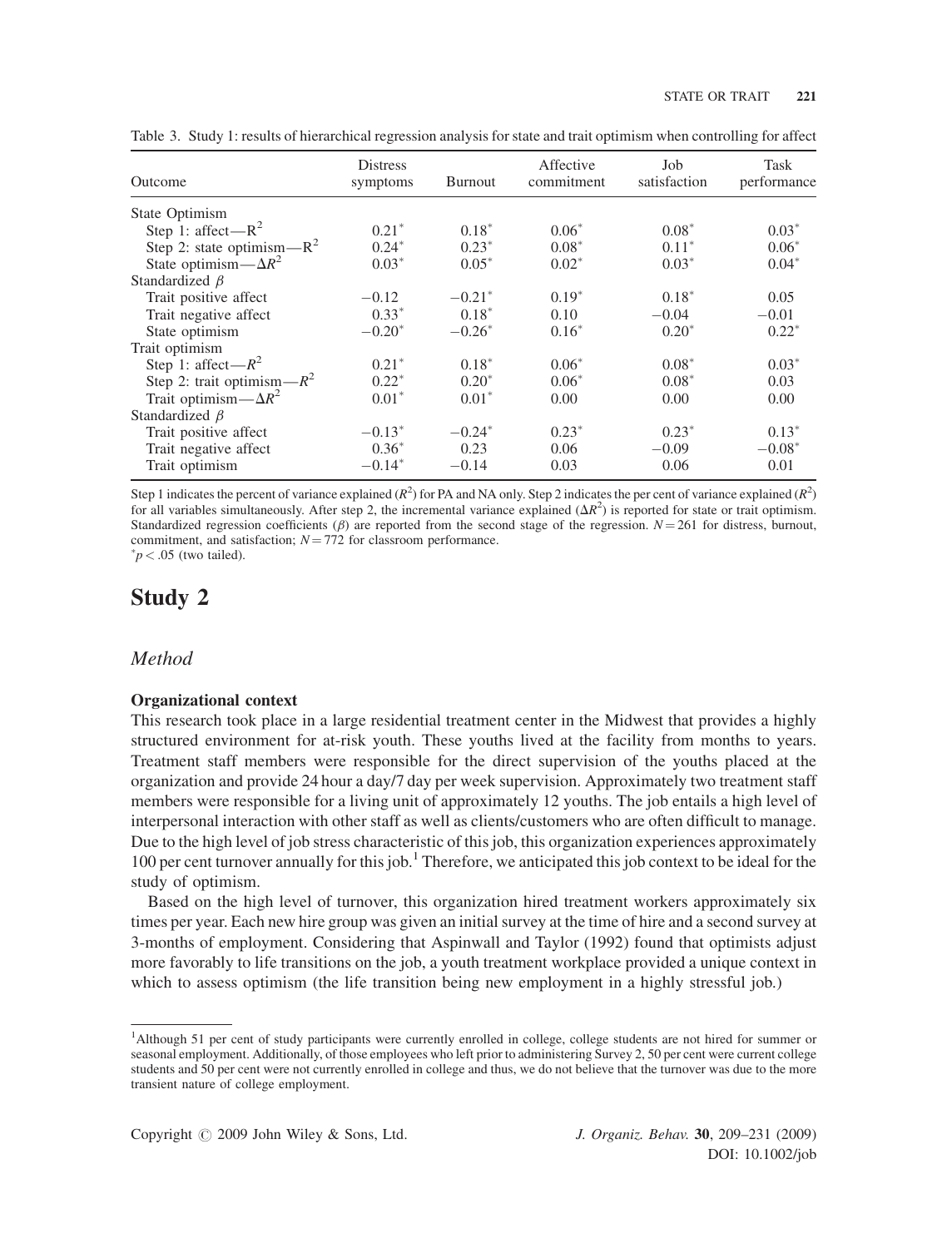Table 3. Study 1: results of hierarchical regression analysis for state and trait optimism when controlling for affect

| Outcome | Distress symptoms | Burnout | Affective commitment | Job satisfaction | Task performance |
|---|---|---|---|---|---|
| State Optimism | | | | | |
| Step 1: affect—$R^2$ | 0.21* | 0.18* | 0.06* | 0.08* | 0.03* |
| Step 2: state optimism—$R^2$ | 0.24* | 0.23* | 0.08* | 0.11* | 0.06* |
| State optimism—$\Delta R^2$ | 0.03* | 0.05* | 0.02* | 0.03* | 0.04* |
| Standardized $\beta$ | | | | | |
| Trait positive affect | −0.12 | −0.21* | 0.19* | 0.18* | 0.05 |
| Trait negative affect | 0.33* | 0.18* | 0.10 | −0.04 | −0.01 |
| State optimism | −0.20* | −0.26* | 0.16* | 0.20* | 0.22* |
| Trait optimism | | | | | |
| Step 1: affect—$R^2$ | 0.21* | 0.18* | 0.06* | 0.08* | 0.03* |
| Step 2: trait optimism—$R^2$ | 0.22* | 0.20* | 0.06* | 0.08* | 0.03 |
| Trait optimism—$\Delta R^2$ | 0.01* | 0.01* | 0.00 | 0.00 | 0.00 |
| Standardized $\beta$ | | | | | |
| Trait positive affect | −0.13* | −0.24* | 0.23* | 0.23* | 0.13* |
| Trait negative affect | 0.36* | 0.23 | 0.06 | −0.09 | −0.08* |
| Trait optimism | −0.14* | −0.14 | 0.03 | 0.06 | 0.01 |

Step 1 indicates the percent of variance explained ($R^2$) for PA and NA only. Step 2 indicates the per cent of variance explained ($R^2$) for all variables simultaneously. After step 2, the incremental variance explained ($\Delta R^2$) is reported for state or trait optimism. Standardized regression coefficients ($\beta$) are reported from the second stage of the regression. $N = 261$ for distress, burnout, commitment, and satisfaction; $N = 772$ for classroom performance.

*$p < .05$ (two tailed).

# Study 2

## *Method*

### Organizational context

This research took place in a large residential treatment center in the Midwest that provides a highly structured environment for at-risk youth. These youths lived at the facility from months to years. Treatment staff members were responsible for the direct supervision of the youths placed at the organization and provide 24 hour a day/7 day per week supervision. Approximately two treatment staff members were responsible for a living unit of approximately 12 youths. The job entails a high level of interpersonal interaction with other staff as well as clients/customers who are often difficult to manage. Due to the high level of job stress characteristic of this job, this organization experiences approximately 100 per cent turnover annually for this job.[1] Therefore, we anticipated this job context to be ideal for the study of optimism.

Based on the high level of turnover, this organization hired treatment workers approximately six times per year. Each new hire group was given an initial survey at the time of hire and a second survey at 3-months of employment. Considering that Aspinwall and Taylor (1992) found that optimists adjust more favorably to life transitions on the job, a youth treatment workplace provided a unique context in which to assess optimism (the life transition being new employment in a highly stressful job.)

[1] Although 51 per cent of study participants were currently enrolled in college, college students are not hired for summer or seasonal employment. Additionally, of those employees who left prior to administering Survey 2, 50 per cent were current college students and 50 per cent were not currently enrolled in college and thus, we do not believe that the turnover was due to the more transient nature of college employment.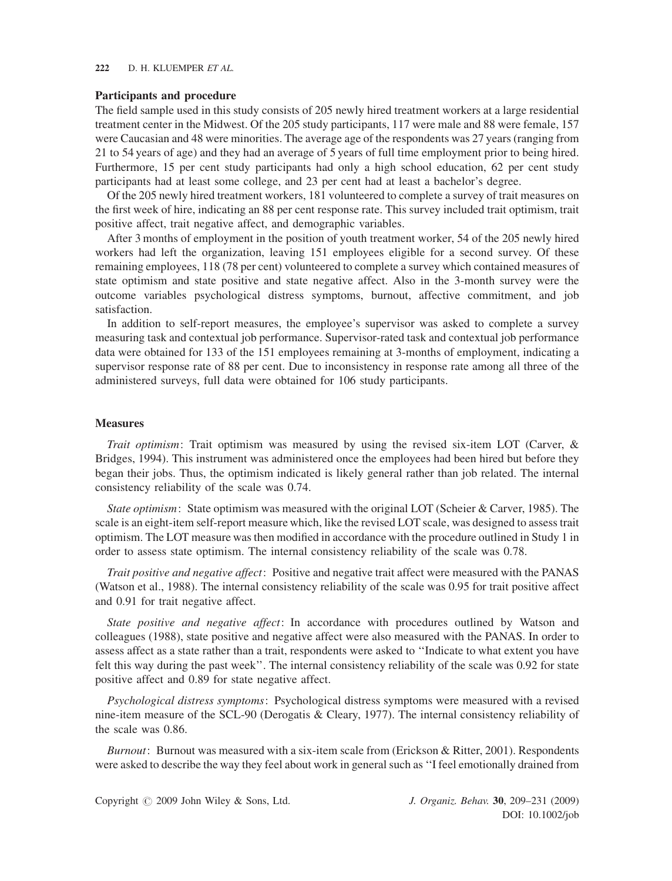### Participants and procedure

The field sample used in this study consists of 205 newly hired treatment workers at a large residential treatment center in the Midwest. Of the 205 study participants, 117 were male and 88 were female, 157 were Caucasian and 48 were minorities. The average age of the respondents was 27 years (ranging from 21 to 54 years of age) and they had an average of 5 years of full time employment prior to being hired. Furthermore, 15 per cent study participants had only a high school education, 62 per cent study participants had at least some college, and 23 per cent had at least a bachelor's degree.

Of the 205 newly hired treatment workers, 181 volunteered to complete a survey of trait measures on the first week of hire, indicating an 88 per cent response rate. This survey included trait optimism, trait positive affect, trait negative affect, and demographic variables.

After 3 months of employment in the position of youth treatment worker, 54 of the 205 newly hired workers had left the organization, leaving 151 employees eligible for a second survey. Of these remaining employees, 118 (78 per cent) volunteered to complete a survey which contained measures of state optimism and state positive and state negative affect. Also in the 3-month survey were the outcome variables psychological distress symptoms, burnout, affective commitment, and job satisfaction.

In addition to self-report measures, the employee's supervisor was asked to complete a survey measuring task and contextual job performance. Supervisor-rated task and contextual job performance data were obtained for 133 of the 151 employees remaining at 3-months of employment, indicating a supervisor response rate of 88 per cent. Due to inconsistency in response rate among all three of the administered surveys, full data were obtained for 106 study participants.

### Measures

*Trait optimism*: Trait optimism was measured by using the revised six-item LOT (Carver, & Bridges, 1994). This instrument was administered once the employees had been hired but before they began their jobs. Thus, the optimism indicated is likely general rather than job related. The internal consistency reliability of the scale was 0.74.

*State optimism*: State optimism was measured with the original LOT (Scheier & Carver, 1985). The scale is an eight-item self-report measure which, like the revised LOT scale, was designed to assess trait optimism. The LOT measure was then modified in accordance with the procedure outlined in Study 1 in order to assess state optimism. The internal consistency reliability of the scale was 0.78.

*Trait positive and negative affect*: Positive and negative trait affect were measured with the PANAS (Watson et al., 1988). The internal consistency reliability of the scale was 0.95 for trait positive affect and 0.91 for trait negative affect.

*State positive and negative affect*: In accordance with procedures outlined by Watson and colleagues (1988), state positive and negative affect were also measured with the PANAS. In order to assess affect as a state rather than a trait, respondents were asked to ''Indicate to what extent you have felt this way during the past week''. The internal consistency reliability of the scale was 0.92 for state positive affect and 0.89 for state negative affect.

*Psychological distress symptoms*: Psychological distress symptoms were measured with a revised nine-item measure of the SCL-90 (Derogatis & Cleary, 1977). The internal consistency reliability of the scale was 0.86.

*Burnout*: Burnout was measured with a six-item scale from (Erickson & Ritter, 2001). Respondents were asked to describe the way they feel about work in general such as ''I feel emotionally drained from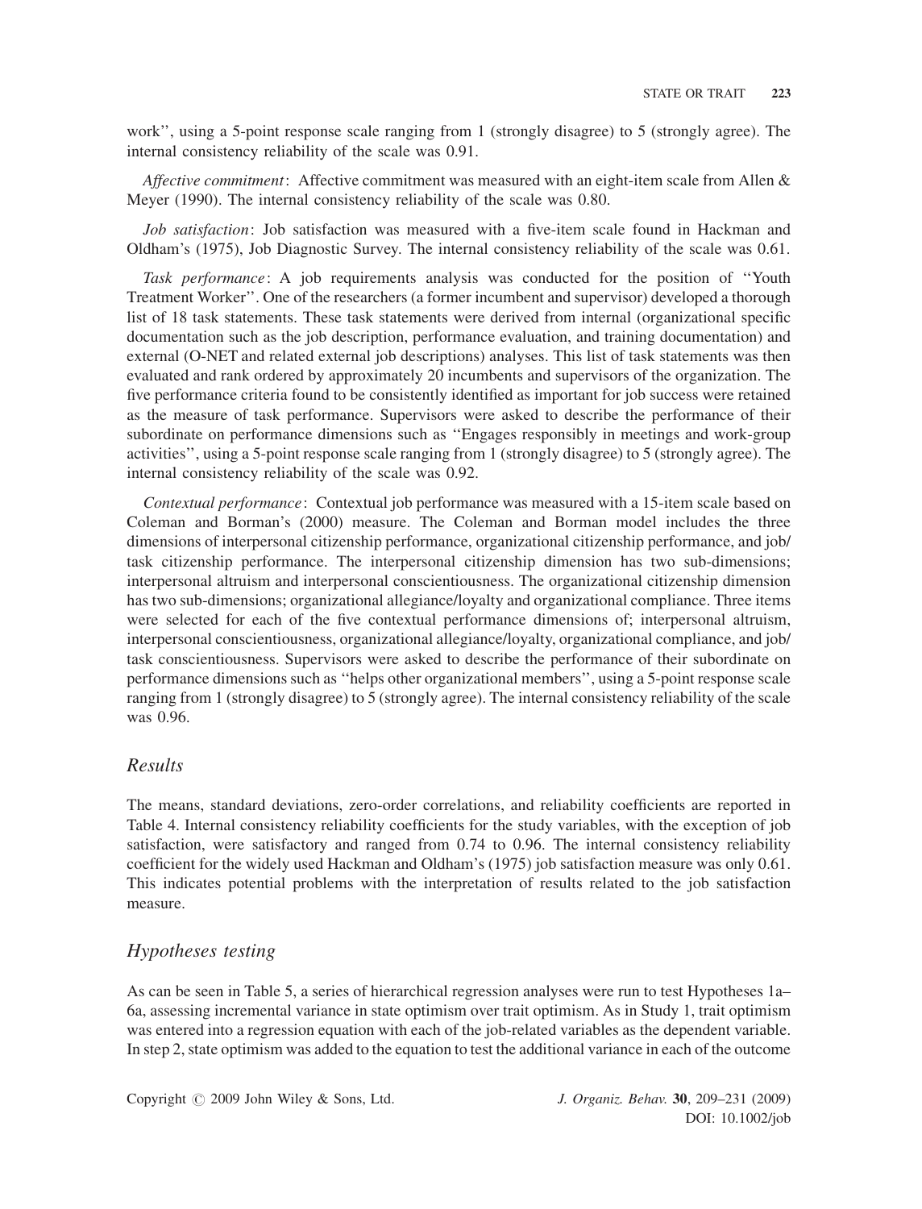work'', using a 5-point response scale ranging from 1 (strongly disagree) to 5 (strongly agree). The internal consistency reliability of the scale was 0.91.

*Affective commitment*: Affective commitment was measured with an eight-item scale from Allen & Meyer (1990). The internal consistency reliability of the scale was 0.80.

*Job satisfaction*: Job satisfaction was measured with a five-item scale found in Hackman and Oldham's (1975), Job Diagnostic Survey. The internal consistency reliability of the scale was 0.61.

*Task performance*: A job requirements analysis was conducted for the position of ''Youth Treatment Worker''. One of the researchers (a former incumbent and supervisor) developed a thorough list of 18 task statements. These task statements were derived from internal (organizational specific documentation such as the job description, performance evaluation, and training documentation) and external (O-NET and related external job descriptions) analyses. This list of task statements was then evaluated and rank ordered by approximately 20 incumbents and supervisors of the organization. The five performance criteria found to be consistently identified as important for job success were retained as the measure of task performance. Supervisors were asked to describe the performance of their subordinate on performance dimensions such as ''Engages responsibly in meetings and work-group activities'', using a 5-point response scale ranging from 1 (strongly disagree) to 5 (strongly agree). The internal consistency reliability of the scale was 0.92.

*Contextual performance*: Contextual job performance was measured with a 15-item scale based on Coleman and Borman's (2000) measure. The Coleman and Borman model includes the three dimensions of interpersonal citizenship performance, organizational citizenship performance, and job/task citizenship performance. The interpersonal citizenship dimension has two sub-dimensions; interpersonal altruism and interpersonal conscientiousness. The organizational citizenship dimension has two sub-dimensions; organizational allegiance/loyalty and organizational compliance. Three items were selected for each of the five contextual performance dimensions of; interpersonal altruism, interpersonal conscientiousness, organizational allegiance/loyalty, organizational compliance, and job/task conscientiousness. Supervisors were asked to describe the performance of their subordinate on performance dimensions such as ''helps other organizational members'', using a 5-point response scale ranging from 1 (strongly disagree) to 5 (strongly agree). The internal consistency reliability of the scale was 0.96.

## Results

The means, standard deviations, zero-order correlations, and reliability coefficients are reported in Table 4. Internal consistency reliability coefficients for the study variables, with the exception of job satisfaction, were satisfactory and ranged from 0.74 to 0.96. The internal consistency reliability coefficient for the widely used Hackman and Oldham's (1975) job satisfaction measure was only 0.61. This indicates potential problems with the interpretation of results related to the job satisfaction measure.

## Hypotheses testing

As can be seen in Table 5, a series of hierarchical regression analyses were run to test Hypotheses 1a–6a, assessing incremental variance in state optimism over trait optimism. As in Study 1, trait optimism was entered into a regression equation with each of the job-related variables as the dependent variable. In step 2, state optimism was added to the equation to test the additional variance in each of the outcome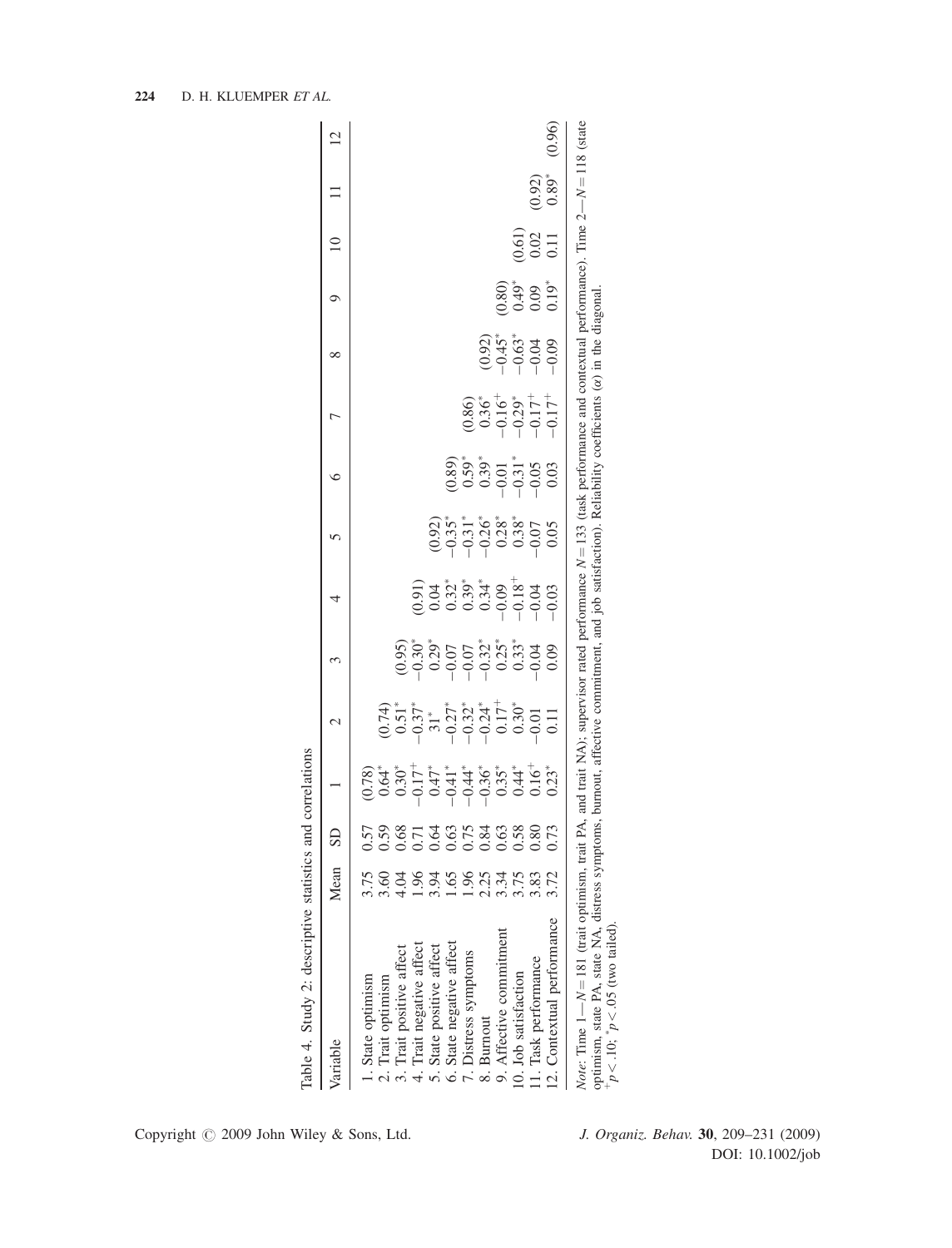Table 4. Study 2: descriptive statistics and correlations

| Variable | Mean | SD | 1 | 2 | 3 | 4 | 5 | 6 | 7 | 8 | 9 | 10 | 11 | 12 |
|---|---|---|---|---|---|---|---|---|---|---|---|---|---|---|
| 1. State optimism | 3.75 | 0.57 | (0.78) | | | | | | | | | | | |
| 2. Trait optimism | 3.60 | 0.59 | 0.64* | (0.74) | | | | | | | | | | |
| 3. Trait positive affect | 4.04 | 0.68 | 0.30* | 0.51* | (0.95) | | | | | | | | | |
| 4. Trait negative affect | 1.96 | 0.71 | −0.17+ | −0.37* | −0.30* | (0.91) | | | | | | | | |
| 5. State positive affect | 3.94 | 0.64 | 0.47* | 31* | 0.29* | 0.04 | (0.92) | | | | | | | |
| 6. State negative affect | 1.65 | 0.63 | −0.41* | −0.27* | −0.07 | 0.32* | −0.35* | (0.89) | | | | | | |
| 7. Distress symptoms | 1.96 | 0.75 | −0.44* | −0.32* | −0.07 | 0.39* | −0.31* | 0.59* | (0.86) | | | | | |
| 8. Burnout | 2.25 | 0.84 | −0.36* | −0.24* | −0.32* | 0.34* | −0.26* | 0.39* | 0.36* | (0.92) | | | | |
| 9. Affective commitment | 3.34 | 0.63 | 0.35* | 0.17+ | 0.25* | −0.09 | 0.28* | −0.01 | −0.16+ | −0.45* | (0.80) | | | |
| 10. Job satisfaction | 3.75 | 0.58 | 0.44* | 0.30* | 0.33* | −0.18+ | 0.38* | −0.31* | −0.29* | −0.63* | 0.49* | (0.61) | | |
| 11. Task performance | 3.83 | 0.80 | 0.16+ | −0.01 | −0.04 | −0.04 | −0.07 | −0.05 | −0.17+ | −0.04 | 0.09 | 0.02 | (0.92) | |
| 12. Contextual performance | 3.72 | 0.73 | 0.23* | 0.11 | 0.09 | −0.03 | 0.05 | 0.03 | −0.17+ | −0.09 | 0.19* | 0.11 | 0.89* | (0.96) |

*Note*: Time 1—$N = 181$ (trait optimism, trait PA, and trait NA); supervisor rated performance $N = 133$ (task performance and contextual performance). Time 2—$N = 118$ (state optimism, state PA, state NA, distress symptoms, burnout, affective commitment, and job satisfaction). Reliability coefficients ($\alpha$) in the diagonal.
$^{+}p < .10$; $^{*}p < .05$ (two tailed).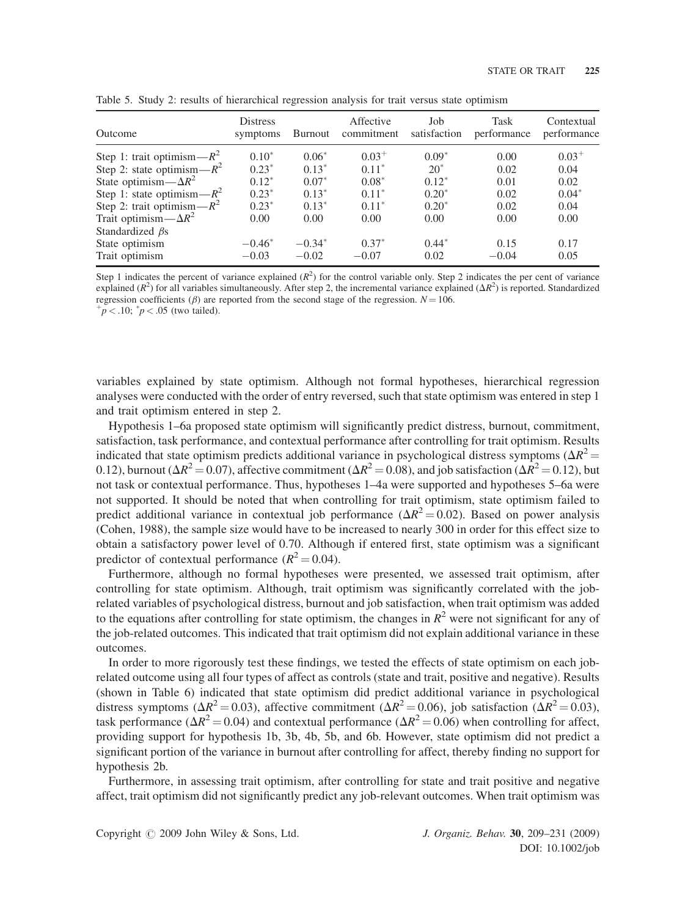Table 5. Study 2: results of hierarchical regression analysis for trait versus state optimism

| Outcome | Distress symptoms | Burnout | Affective commitment | Job satisfaction | Task performance | Contextual performance |
|---|---|---|---|---|---|---|
| Step 1: trait optimism—$R^2$ | $0.10^*$ | $0.06^*$ | $0.03^+$ | $0.09^*$ | 0.00 | $0.03^+$ |
| Step 2: state optimism—$R^2$ | $0.23^*$ | $0.13^*$ | $0.11^*$ | $20^*$ | 0.02 | 0.04 |
| State optimism—$\Delta R^2$ | $0.12^*$ | $0.07^*$ | $0.08^*$ | $0.12^*$ | 0.01 | 0.02 |
| Step 1: state optimism—$R^2$ | $0.23^*$ | $0.13^*$ | $0.11^*$ | $0.20^*$ | 0.02 | $0.04^*$ |
| Step 2: trait optimism—$R^2$ | $0.23^*$ | $0.13^*$ | $0.11^*$ | $0.20^*$ | 0.02 | 0.04 |
| Trait optimism—$\Delta R^2$ | 0.00 | 0.00 | 0.00 | 0.00 | 0.00 | 0.00 |
| Standardized $\beta$s | | | | | | |
| State optimism | $-0.46^*$ | $-0.34^*$ | $0.37^*$ | $0.44^*$ | 0.15 | 0.17 |
| Trait optimism | $-0.03$ | $-0.02$ | $-0.07$ | 0.02 | $-0.04$ | 0.05 |

Step 1 indicates the percent of variance explained ($R^2$) for the control variable only. Step 2 indicates the per cent of variance explained ($R^2$) for all variables simultaneously. After step 2, the incremental variance explained ($\Delta R^2$) is reported. Standardized regression coefficients ($\beta$) are reported from the second stage of the regression. $N = 106$.
$^+p < .10$; $^*p < .05$ (two tailed).

variables explained by state optimism. Although not formal hypotheses, hierarchical regression analyses were conducted with the order of entry reversed, such that state optimism was entered in step 1 and trait optimism entered in step 2.

Hypothesis 1–6a proposed state optimism will significantly predict distress, burnout, commitment, satisfaction, task performance, and contextual performance after controlling for trait optimism. Results indicated that state optimism predicts additional variance in psychological distress symptoms ($\Delta R^2 = 0.12$), burnout ($\Delta R^2 = 0.07$), affective commitment ($\Delta R^2 = 0.08$), and job satisfaction ($\Delta R^2 = 0.12$), but not task or contextual performance. Thus, hypotheses 1–4a were supported and hypotheses 5–6a were not supported. It should be noted that when controlling for trait optimism, state optimism failed to predict additional variance in contextual job performance ($\Delta R^2 = 0.02$). Based on power analysis (Cohen, 1988), the sample size would have to be increased to nearly 300 in order for this effect size to obtain a satisfactory power level of 0.70. Although if entered first, state optimism was a significant predictor of contextual performance ($R^2 = 0.04$).

Furthermore, although no formal hypotheses were presented, we assessed trait optimism, after controlling for state optimism. Although, trait optimism was significantly correlated with the job-related variables of psychological distress, burnout and job satisfaction, when trait optimism was added to the equations after controlling for state optimism, the changes in $R^2$ were not significant for any of the job-related outcomes. This indicated that trait optimism did not explain additional variance in these outcomes.

In order to more rigorously test these findings, we tested the effects of state optimism on each job-related outcome using all four types of affect as controls (state and trait, positive and negative). Results (shown in Table 6) indicated that state optimism did predict additional variance in psychological distress symptoms ($\Delta R^2 = 0.03$), affective commitment ($\Delta R^2 = 0.06$), job satisfaction ($\Delta R^2 = 0.03$), task performance ($\Delta R^2 = 0.04$) and contextual performance ($\Delta R^2 = 0.06$) when controlling for affect, providing support for hypothesis 1b, 3b, 4b, 5b, and 6b. However, state optimism did not predict a significant portion of the variance in burnout after controlling for affect, thereby finding no support for hypothesis 2b.

Furthermore, in assessing trait optimism, after controlling for state and trait positive and negative affect, trait optimism did not significantly predict any job-relevant outcomes. When trait optimism was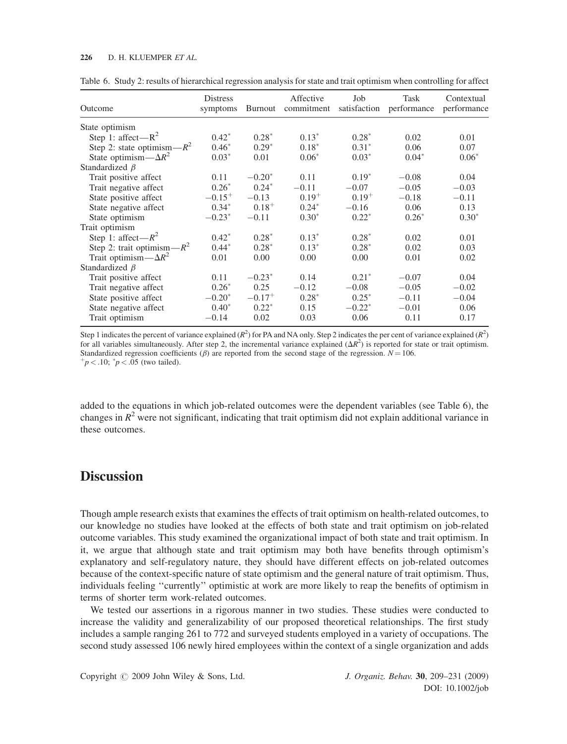Table 6. Study 2: results of hierarchical regression analysis for state and trait optimism when controlling for affect

| Outcome | Distress symptoms | Burnout | Affective commitment | Job satisfaction | Task performance | Contextual performance |
|---|---|---|---|---|---|---|
| State optimism | | | | | | |
| Step 1: affect—$R^2$ | 0.42* | 0.28* | 0.13* | 0.28* | 0.02 | 0.01 |
| Step 2: state optimism—$R^2$ | 0.46* | 0.29* | 0.18* | 0.31* | 0.06 | 0.07 |
| State optimism—$\Delta R^2$ | 0.03* | 0.01 | 0.06* | 0.03* | 0.04* | 0.06* |
| Standardized $\beta$ | | | | | | |
| Trait positive affect | 0.11 | −0.20* | 0.11 | 0.19* | −0.08 | 0.04 |
| Trait negative affect | 0.26* | 0.24* | −0.11 | −0.07 | −0.05 | −0.03 |
| State positive affect | −0.15+ | −0.13 | 0.19+ | 0.19+ | −0.18 | −0.11 |
| State negative affect | 0.34* | 0.18+ | 0.24* | −0.16 | 0.06 | 0.13 |
| State optimism | −0.23* | −0.11 | 0.30* | 0.22* | 0.26* | 0.30* |
| Trait optimism | | | | | | |
| Step 1: affect—$R^2$ | 0.42* | 0.28* | 0.13* | 0.28* | 0.02 | 0.01 |
| Step 2: trait optimism—$R^2$ | 0.44* | 0.28* | 0.13* | 0.28* | 0.02 | 0.03 |
| Trait optimism—$\Delta R^2$ | 0.01 | 0.00 | 0.00 | 0.00 | 0.01 | 0.02 |
| Standardized $\beta$ | | | | | | |
| Trait positive affect | 0.11 | −0.23* | 0.14 | 0.21* | −0.07 | 0.04 |
| Trait negative affect | 0.26* | 0.25 | −0.12 | −0.08 | −0.05 | −0.02 |
| State positive affect | −0.20* | −0.17+ | 0.28* | 0.25* | −0.11 | −0.04 |
| State negative affect | 0.40* | 0.22* | 0.15 | −0.22* | −0.01 | 0.06 |
| Trait optimism | −0.14 | 0.02 | 0.03 | 0.06 | 0.11 | 0.17 |

Step 1 indicates the percent of variance explained ($R^2$) for PA and NA only. Step 2 indicates the per cent of variance explained ($R^2$) for all variables simultaneously. After step 2, the incremental variance explained ($\Delta R^2$) is reported for state or trait optimism. Standardized regression coefficients ($\beta$) are reported from the second stage of the regression. $N = 106$.
+$p < .10$; *$p < .05$ (two tailed).

added to the equations in which job-related outcomes were the dependent variables (see Table 6), the changes in $R^2$ were not significant, indicating that trait optimism did not explain additional variance in these outcomes.

# Discussion

Though ample research exists that examines the effects of trait optimism on health-related outcomes, to our knowledge no studies have looked at the effects of both state and trait optimism on job-related outcome variables. This study examined the organizational impact of both state and trait optimism. In it, we argue that although state and trait optimism may both have benefits through optimism's explanatory and self-regulatory nature, they should have different effects on job-related outcomes because of the context-specific nature of state optimism and the general nature of trait optimism. Thus, individuals feeling ''currently'' optimistic at work are more likely to reap the benefits of optimism in terms of shorter term work-related outcomes.

We tested our assertions in a rigorous manner in two studies. These studies were conducted to increase the validity and generalizability of our proposed theoretical relationships. The first study includes a sample ranging 261 to 772 and surveyed students employed in a variety of occupations. The second study assessed 106 newly hired employees within the context of a single organization and adds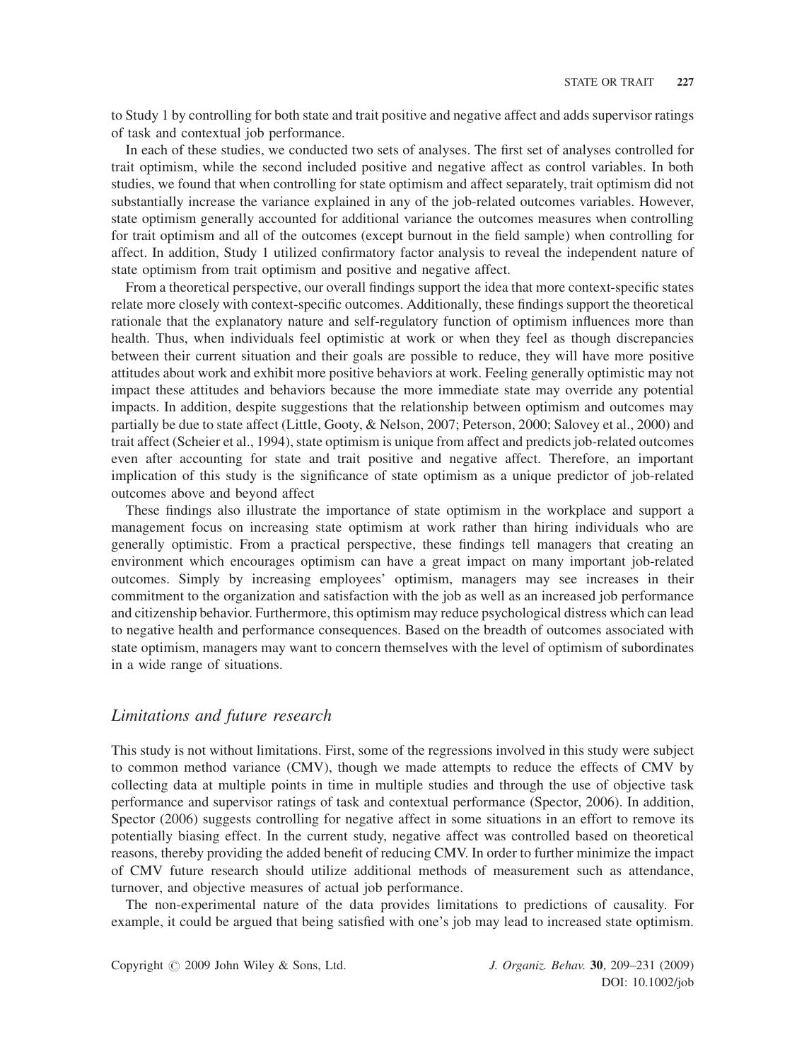to Study 1 by controlling for both state and trait positive and negative affect and adds supervisor ratings of task and contextual job performance.

In each of these studies, we conducted two sets of analyses. The first set of analyses controlled for trait optimism, while the second included positive and negative affect as control variables. In both studies, we found that when controlling for state optimism and affect separately, trait optimism did not substantially increase the variance explained in any of the job-related outcomes variables. However, state optimism generally accounted for additional variance the outcomes measures when controlling for trait optimism and all of the outcomes (except burnout in the field sample) when controlling for affect. In addition, Study 1 utilized confirmatory factor analysis to reveal the independent nature of state optimism from trait optimism and positive and negative affect.

From a theoretical perspective, our overall findings support the idea that more context-specific states relate more closely with context-specific outcomes. Additionally, these findings support the theoretical rationale that the explanatory nature and self-regulatory function of optimism influences more than health. Thus, when individuals feel optimistic at work or when they feel as though discrepancies between their current situation and their goals are possible to reduce, they will have more positive attitudes about work and exhibit more positive behaviors at work. Feeling generally optimistic may not impact these attitudes and behaviors because the more immediate state may override any potential impacts. In addition, despite suggestions that the relationship between optimism and outcomes may partially be due to state affect (Little, Gooty, & Nelson, 2007; Peterson, 2000; Salovey et al., 2000) and trait affect (Scheier et al., 1994), state optimism is unique from affect and predicts job-related outcomes even after accounting for state and trait positive and negative affect. Therefore, an important implication of this study is the significance of state optimism as a unique predictor of job-related outcomes above and beyond affect

These findings also illustrate the importance of state optimism in the workplace and support a management focus on increasing state optimism at work rather than hiring individuals who are generally optimistic. From a practical perspective, these findings tell managers that creating an environment which encourages optimism can have a great impact on many important job-related outcomes. Simply by increasing employees' optimism, managers may see increases in their commitment to the organization and satisfaction with the job as well as an increased job performance and citizenship behavior. Furthermore, this optimism may reduce psychological distress which can lead to negative health and performance consequences. Based on the breadth of outcomes associated with state optimism, managers may want to concern themselves with the level of optimism of subordinates in a wide range of situations.

## *Limitations and future research*

This study is not without limitations. First, some of the regressions involved in this study were subject to common method variance (CMV), though we made attempts to reduce the effects of CMV by collecting data at multiple points in time in multiple studies and through the use of objective task performance and supervisor ratings of task and contextual performance (Spector, 2006). In addition, Spector (2006) suggests controlling for negative affect in some situations in an effort to remove its potentially biasing effect. In the current study, negative affect was controlled based on theoretical reasons, thereby providing the added benefit of reducing CMV. In order to further minimize the impact of CMV future research should utilize additional methods of measurement such as attendance, turnover, and objective measures of actual job performance.

The non-experimental nature of the data provides limitations to predictions of causality. For example, it could be argued that being satisfied with one's job may lead to increased state optimism.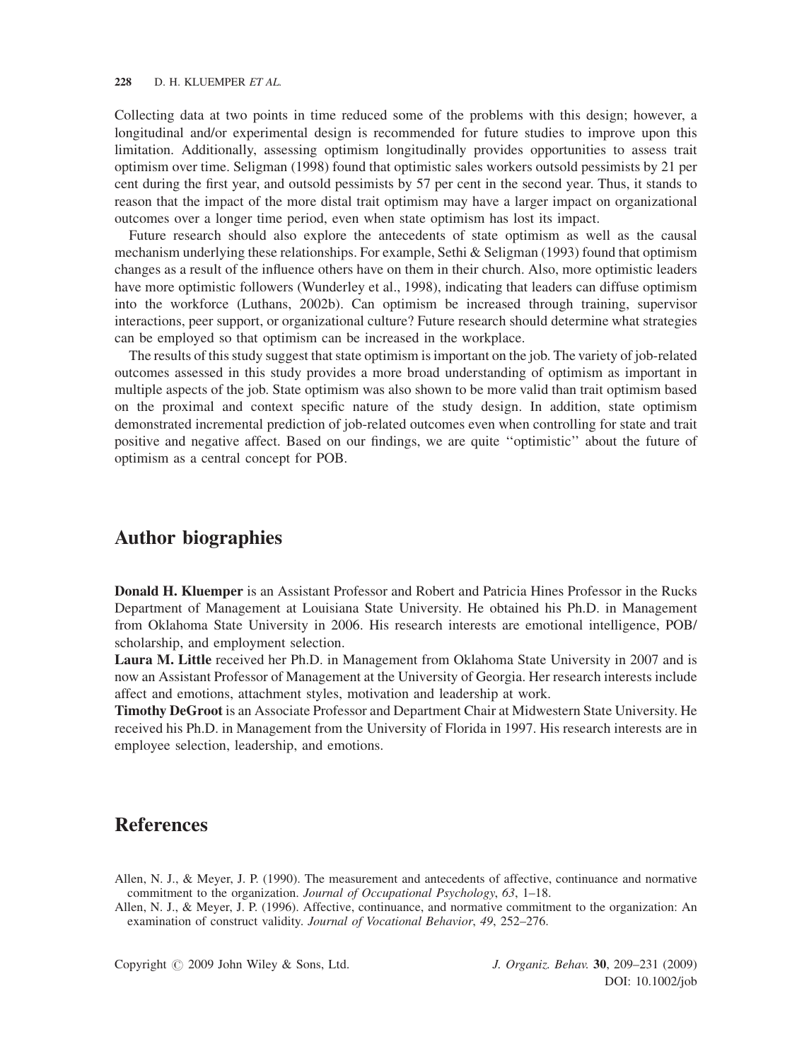Collecting data at two points in time reduced some of the problems with this design; however, a longitudinal and/or experimental design is recommended for future studies to improve upon this limitation. Additionally, assessing optimism longitudinally provides opportunities to assess trait optimism over time. Seligman (1998) found that optimistic sales workers outsold pessimists by 21 per cent during the first year, and outsold pessimists by 57 per cent in the second year. Thus, it stands to reason that the impact of the more distal trait optimism may have a larger impact on organizational outcomes over a longer time period, even when state optimism has lost its impact.

Future research should also explore the antecedents of state optimism as well as the causal mechanism underlying these relationships. For example, Sethi & Seligman (1993) found that optimism changes as a result of the influence others have on them in their church. Also, more optimistic leaders have more optimistic followers (Wunderley et al., 1998), indicating that leaders can diffuse optimism into the workforce (Luthans, 2002b). Can optimism be increased through training, supervisor interactions, peer support, or organizational culture? Future research should determine what strategies can be employed so that optimism can be increased in the workplace.

The results of this study suggest that state optimism is important on the job. The variety of job-related outcomes assessed in this study provides a more broad understanding of optimism as important in multiple aspects of the job. State optimism was also shown to be more valid than trait optimism based on the proximal and context specific nature of the study design. In addition, state optimism demonstrated incremental prediction of job-related outcomes even when controlling for state and trait positive and negative affect. Based on our findings, we are quite ''optimistic'' about the future of optimism as a central concept for POB.

## Author biographies

**Donald H. Kluemper** is an Assistant Professor and Robert and Patricia Hines Professor in the Rucks Department of Management at Louisiana State University. He obtained his Ph.D. in Management from Oklahoma State University in 2006. His research interests are emotional intelligence, POB/ scholarship, and employment selection.

**Laura M. Little** received her Ph.D. in Management from Oklahoma State University in 2007 and is now an Assistant Professor of Management at the University of Georgia. Her research interests include affect and emotions, attachment styles, motivation and leadership at work.

**Timothy DeGroot** is an Associate Professor and Department Chair at Midwestern State University. He received his Ph.D. in Management from the University of Florida in 1997. His research interests are in employee selection, leadership, and emotions.

## References

Allen, N. J., & Meyer, J. P. (1990). The measurement and antecedents of affective, continuance and normative commitment to the organization. *Journal of Occupational Psychology*, *63*, 1–18.

Allen, N. J., & Meyer, J. P. (1996). Affective, continuance, and normative commitment to the organization: An examination of construct validity. *Journal of Vocational Behavior*, *49*, 252–276.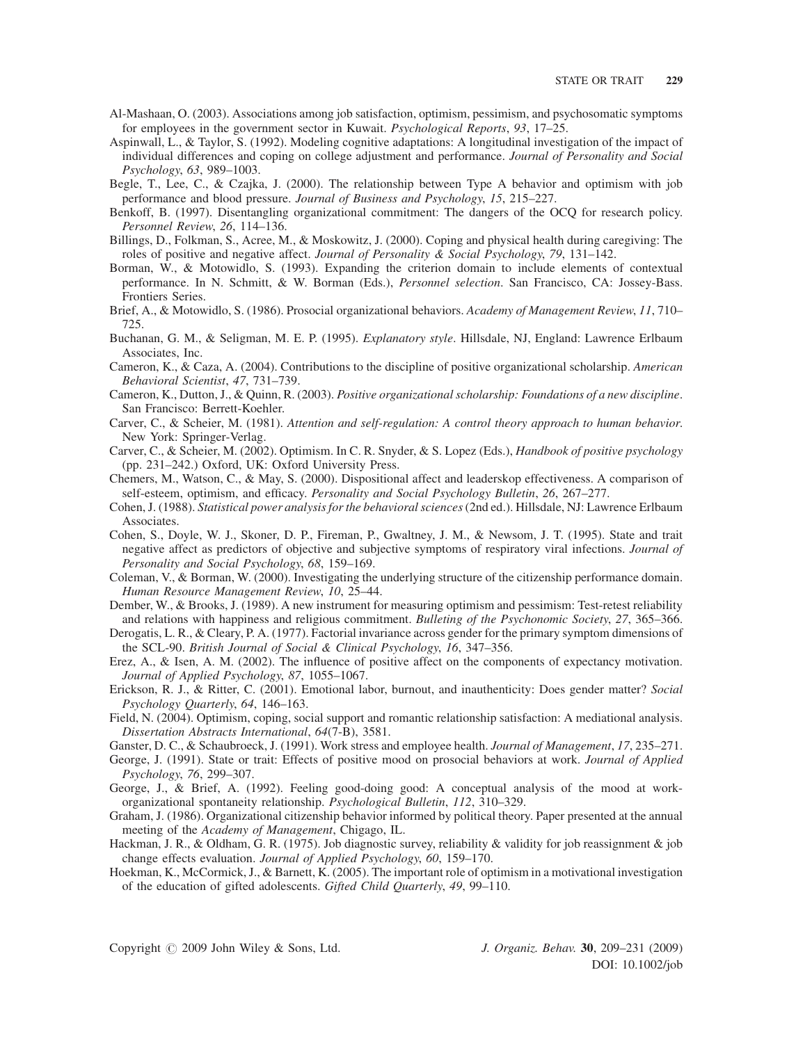Al-Mashaan, O. (2003). Associations among job satisfaction, optimism, pessimism, and psychosomatic symptoms for employees in the government sector in Kuwait. *Psychological Reports*, *93*, 17–25.

Aspinwall, L., & Taylor, S. (1992). Modeling cognitive adaptations: A longitudinal investigation of the impact of individual differences and coping on college adjustment and performance. *Journal of Personality and Social Psychology*, *63*, 989–1003.

Begle, T., Lee, C., & Czajka, J. (2000). The relationship between Type A behavior and optimism with job performance and blood pressure. *Journal of Business and Psychology*, *15*, 215–227.

Benkoff, B. (1997). Disentangling organizational commitment: The dangers of the OCQ for research policy. *Personnel Review*, *26*, 114–136.

Billings, D., Folkman, S., Acree, M., & Moskowitz, J. (2000). Coping and physical health during caregiving: The roles of positive and negative affect. *Journal of Personality & Social Psychology*, *79*, 131–142.

Borman, W., & Motowidlo, S. (1993). Expanding the criterion domain to include elements of contextual performance. In N. Schmitt, & W. Borman (Eds.), *Personnel selection*. San Francisco, CA: Jossey-Bass. Frontiers Series.

Brief, A., & Motowidlo, S. (1986). Prosocial organizational behaviors. *Academy of Management Review*, *11*, 710–725.

Buchanan, G. M., & Seligman, M. E. P. (1995). *Explanatory style*. Hillsdale, NJ, England: Lawrence Erlbaum Associates, Inc.

Cameron, K., & Caza, A. (2004). Contributions to the discipline of positive organizational scholarship. *American Behavioral Scientist*, *47*, 731–739.

Cameron, K., Dutton, J., & Quinn, R. (2003). *Positive organizational scholarship: Foundations of a new discipline*. San Francisco: Berrett-Koehler.

Carver, C., & Scheier, M. (1981). *Attention and self-regulation: A control theory approach to human behavior*. New York: Springer-Verlag.

Carver, C., & Scheier, M. (2002). Optimism. In C. R. Snyder, & S. Lopez (Eds.), *Handbook of positive psychology* (pp. 231–242.) Oxford, UK: Oxford University Press.

Chemers, M., Watson, C., & May, S. (2000). Dispositional affect and leaderskop effectiveness. A comparison of self-esteem, optimism, and efficacy. *Personality and Social Psychology Bulletin*, *26*, 267–277.

Cohen, J. (1988). *Statistical power analysis for the behavioral sciences* (2nd ed.). Hillsdale, NJ: Lawrence Erlbaum Associates.

Cohen, S., Doyle, W. J., Skoner, D. P., Fireman, P., Gwaltney, J. M., & Newsom, J. T. (1995). State and trait negative affect as predictors of objective and subjective symptoms of respiratory viral infections. *Journal of Personality and Social Psychology*, *68*, 159–169.

Coleman, V., & Borman, W. (2000). Investigating the underlying structure of the citizenship performance domain. *Human Resource Management Review*, *10*, 25–44.

Dember, W., & Brooks, J. (1989). A new instrument for measuring optimism and pessimism: Test-retest reliability and relations with happiness and religious commitment. *Bulleting of the Psychonomic Society*, *27*, 365–366.

Derogatis, L. R., & Cleary, P. A. (1977). Factorial invariance across gender for the primary symptom dimensions of the SCL-90. *British Journal of Social & Clinical Psychology*, *16*, 347–356.

Erez, A., & Isen, A. M. (2002). The influence of positive affect on the components of expectancy motivation. *Journal of Applied Psychology*, *87*, 1055–1067.

Erickson, R. J., & Ritter, C. (2001). Emotional labor, burnout, and inauthenticity: Does gender matter? *Social Psychology Quarterly*, *64*, 146–163.

Field, N. (2004). Optimism, coping, social support and romantic relationship satisfaction: A mediational analysis. *Dissertation Abstracts International*, *64*(7-B), 3581.

Ganster, D. C., & Schaubroeck, J. (1991). Work stress and employee health. *Journal of Management*, *17*, 235–271.

George, J. (1991). State or trait: Effects of positive mood on prosocial behaviors at work. *Journal of Applied Psychology*, *76*, 299–307.

George, J., & Brief, A. (1992). Feeling good-doing good: A conceptual analysis of the mood at work-organizational spontaneity relationship. *Psychological Bulletin*, *112*, 310–329.

Graham, J. (1986). Organizational citizenship behavior informed by political theory. Paper presented at the annual meeting of the *Academy of Management*, Chigago, IL.

Hackman, J. R., & Oldham, G. R. (1975). Job diagnostic survey, reliability & validity for job reassignment & job change effects evaluation. *Journal of Applied Psychology*, *60*, 159–170.

Hoekman, K., McCormick, J., & Barnett, K. (2005). The important role of optimism in a motivational investigation of the education of gifted adolescents. *Gifted Child Quarterly*, *49*, 99–110.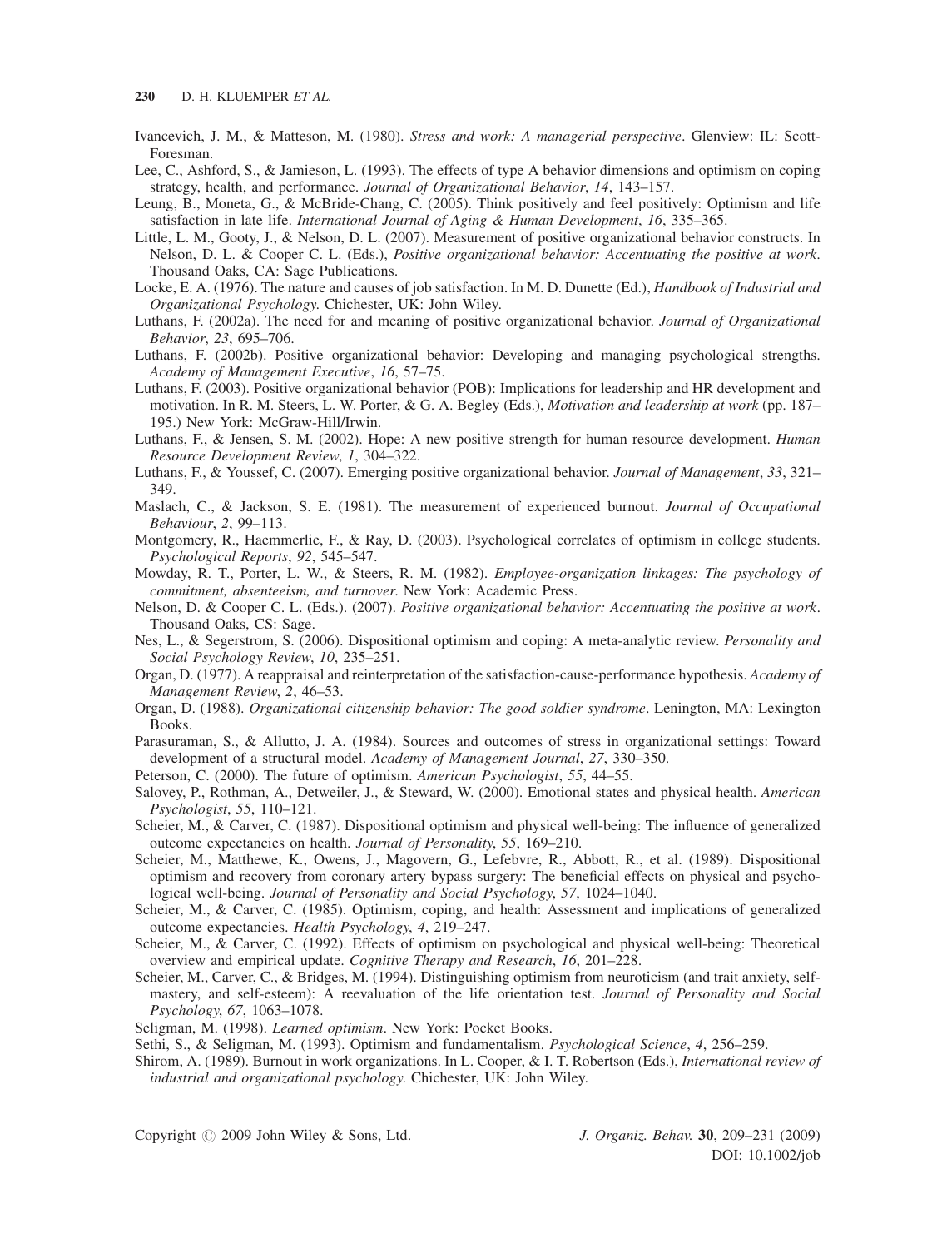Ivancevich, J. M., & Matteson, M. (1980). *Stress and work: A managerial perspective*. Glenview: IL: Scott-Foresman.

Lee, C., Ashford, S., & Jamieson, L. (1993). The effects of type A behavior dimensions and optimism on coping strategy, health, and performance. *Journal of Organizational Behavior*, *14*, 143–157.

Leung, B., Moneta, G., & McBride-Chang, C. (2005). Think positively and feel positively: Optimism and life satisfaction in late life. *International Journal of Aging & Human Development*, *16*, 335–365.

Little, L. M., Gooty, J., & Nelson, D. L. (2007). Measurement of positive organizational behavior constructs. In Nelson, D. L. & Cooper C. L. (Eds.), *Positive organizational behavior: Accentuating the positive at work*. Thousand Oaks, CA: Sage Publications.

Locke, E. A. (1976). The nature and causes of job satisfaction. In M. D. Dunette (Ed.), *Handbook of Industrial and Organizational Psychology*. Chichester, UK: John Wiley.

Luthans, F. (2002a). The need for and meaning of positive organizational behavior. *Journal of Organizational Behavior*, *23*, 695–706.

Luthans, F. (2002b). Positive organizational behavior: Developing and managing psychological strengths. *Academy of Management Executive*, *16*, 57–75.

Luthans, F. (2003). Positive organizational behavior (POB): Implications for leadership and HR development and motivation. In R. M. Steers, L. W. Porter, & G. A. Begley (Eds.), *Motivation and leadership at work* (pp. 187–195.) New York: McGraw-Hill/Irwin.

Luthans, F., & Jensen, S. M. (2002). Hope: A new positive strength for human resource development. *Human Resource Development Review*, *1*, 304–322.

Luthans, F., & Youssef, C. (2007). Emerging positive organizational behavior. *Journal of Management*, *33*, 321–349.

Maslach, C., & Jackson, S. E. (1981). The measurement of experienced burnout. *Journal of Occupational Behaviour*, *2*, 99–113.

Montgomery, R., Haemmerlie, F., & Ray, D. (2003). Psychological correlates of optimism in college students. *Psychological Reports*, *92*, 545–547.

Mowday, R. T., Porter, L. W., & Steers, R. M. (1982). *Employee-organization linkages: The psychology of commitment, absenteeism, and turnover*. New York: Academic Press.

Nelson, D. & Cooper C. L. (Eds.). (2007). *Positive organizational behavior: Accentuating the positive at work*. Thousand Oaks, CS: Sage.

Nes, L., & Segerstrom, S. (2006). Dispositional optimism and coping: A meta-analytic review. *Personality and Social Psychology Review*, *10*, 235–251.

Organ, D. (1977). A reappraisal and reinterpretation of the satisfaction-cause-performance hypothesis. *Academy of Management Review*, *2*, 46–53.

Organ, D. (1988). *Organizational citizenship behavior: The good soldier syndrome*. Lenington, MA: Lexington Books.

Parasuraman, S., & Allutto, J. A. (1984). Sources and outcomes of stress in organizational settings: Toward development of a structural model. *Academy of Management Journal*, *27*, 330–350.

Peterson, C. (2000). The future of optimism. *American Psychologist*, *55*, 44–55.

Salovey, P., Rothman, A., Detweiler, J., & Steward, W. (2000). Emotional states and physical health. *American Psychologist*, *55*, 110–121.

Scheier, M., & Carver, C. (1987). Dispositional optimism and physical well-being: The influence of generalized outcome expectancies on health. *Journal of Personality*, *55*, 169–210.

Scheier, M., Matthewe, K., Owens, J., Magovern, G., Lefebvre, R., Abbott, R., et al. (1989). Dispositional optimism and recovery from coronary artery bypass surgery: The beneficial effects on physical and psychological well-being. *Journal of Personality and Social Psychology*, *57*, 1024–1040.

Scheier, M., & Carver, C. (1985). Optimism, coping, and health: Assessment and implications of generalized outcome expectancies. *Health Psychology*, *4*, 219–247.

Scheier, M., & Carver, C. (1992). Effects of optimism on psychological and physical well-being: Theoretical overview and empirical update. *Cognitive Therapy and Research*, *16*, 201–228.

Scheier, M., Carver, C., & Bridges, M. (1994). Distinguishing optimism from neuroticism (and trait anxiety, self-mastery, and self-esteem): A reevaluation of the life orientation test. *Journal of Personality and Social Psychology*, *67*, 1063–1078.

Seligman, M. (1998). *Learned optimism*. New York: Pocket Books.

Sethi, S., & Seligman, M. (1993). Optimism and fundamentalism. *Psychological Science*, *4*, 256–259.

Shirom, A. (1989). Burnout in work organizations. In L. Cooper, & I. T. Robertson (Eds.), *International review of industrial and organizational psychology.* Chichester, UK: John Wiley.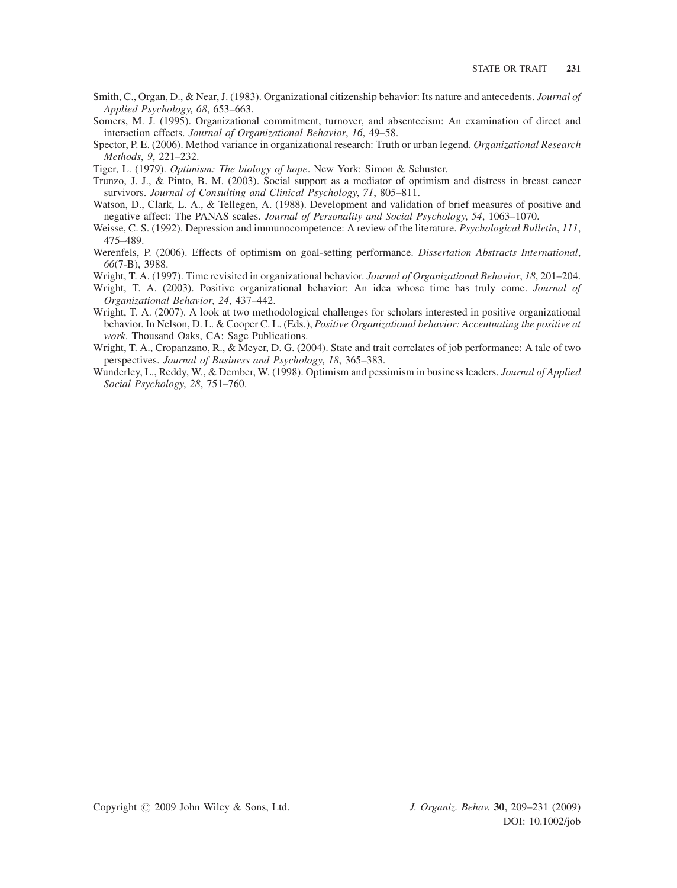Smith, C., Organ, D., & Near, J. (1983). Organizational citizenship behavior: Its nature and antecedents. *Journal of Applied Psychology*, *68*, 653–663.

Somers, M. J. (1995). Organizational commitment, turnover, and absenteeism: An examination of direct and interaction effects. *Journal of Organizational Behavior*, *16*, 49–58.

Spector, P. E. (2006). Method variance in organizational research: Truth or urban legend. *Organizational Research Methods*, *9*, 221–232.

Tiger, L. (1979). *Optimism: The biology of hope*. New York: Simon & Schuster.

Trunzo, J. J., & Pinto, B. M. (2003). Social support as a mediator of optimism and distress in breast cancer survivors. *Journal of Consulting and Clinical Psychology*, *71*, 805–811.

Watson, D., Clark, L. A., & Tellegen, A. (1988). Development and validation of brief measures of positive and negative affect: The PANAS scales. *Journal of Personality and Social Psychology*, *54*, 1063–1070.

Weisse, C. S. (1992). Depression and immunocompetence: A review of the literature. *Psychological Bulletin*, *111*, 475–489.

Werenfels, P. (2006). Effects of optimism on goal-setting performance. *Dissertation Abstracts International*, *66*(7-B), 3988.

Wright, T. A. (1997). Time revisited in organizational behavior. *Journal of Organizational Behavior*, *18*, 201–204.

Wright, T. A. (2003). Positive organizational behavior: An idea whose time has truly come. *Journal of Organizational Behavior*, *24*, 437–442.

Wright, T. A. (2007). A look at two methodological challenges for scholars interested in positive organizational behavior. In Nelson, D. L. & Cooper C. L. (Eds.), *Positive Organizational behavior: Accentuating the positive at work*. Thousand Oaks, CA: Sage Publications.

Wright, T. A., Cropanzano, R., & Meyer, D. G. (2004). State and trait correlates of job performance: A tale of two perspectives. *Journal of Business and Psychology*, *18*, 365–383.

Wunderley, L., Reddy, W., & Dember, W. (1998). Optimism and pessimism in business leaders. *Journal of Applied Social Psychology*, *28*, 751–760.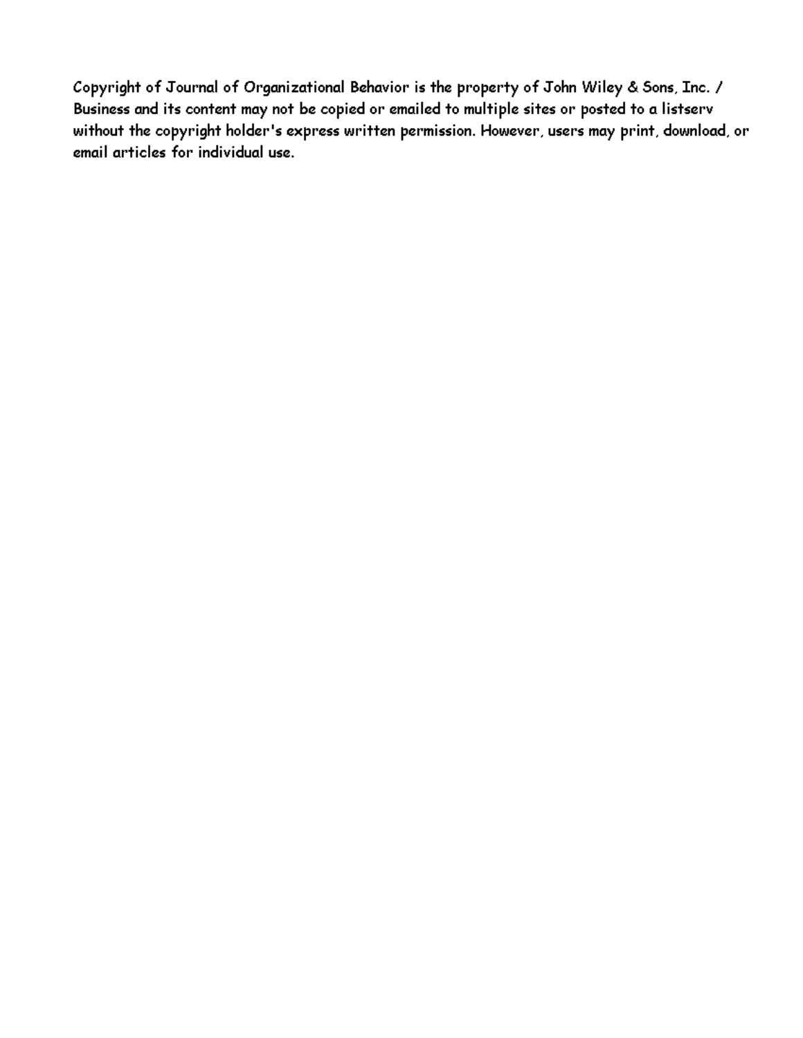Copyright of Journal of Organizational Behavior is the property of John Wiley & Sons, Inc. / Business and its content may not be copied or emailed to multiple sites or posted to a listserv without the copyright holder's express written permission. However, users may print, download, or email articles for individual use.